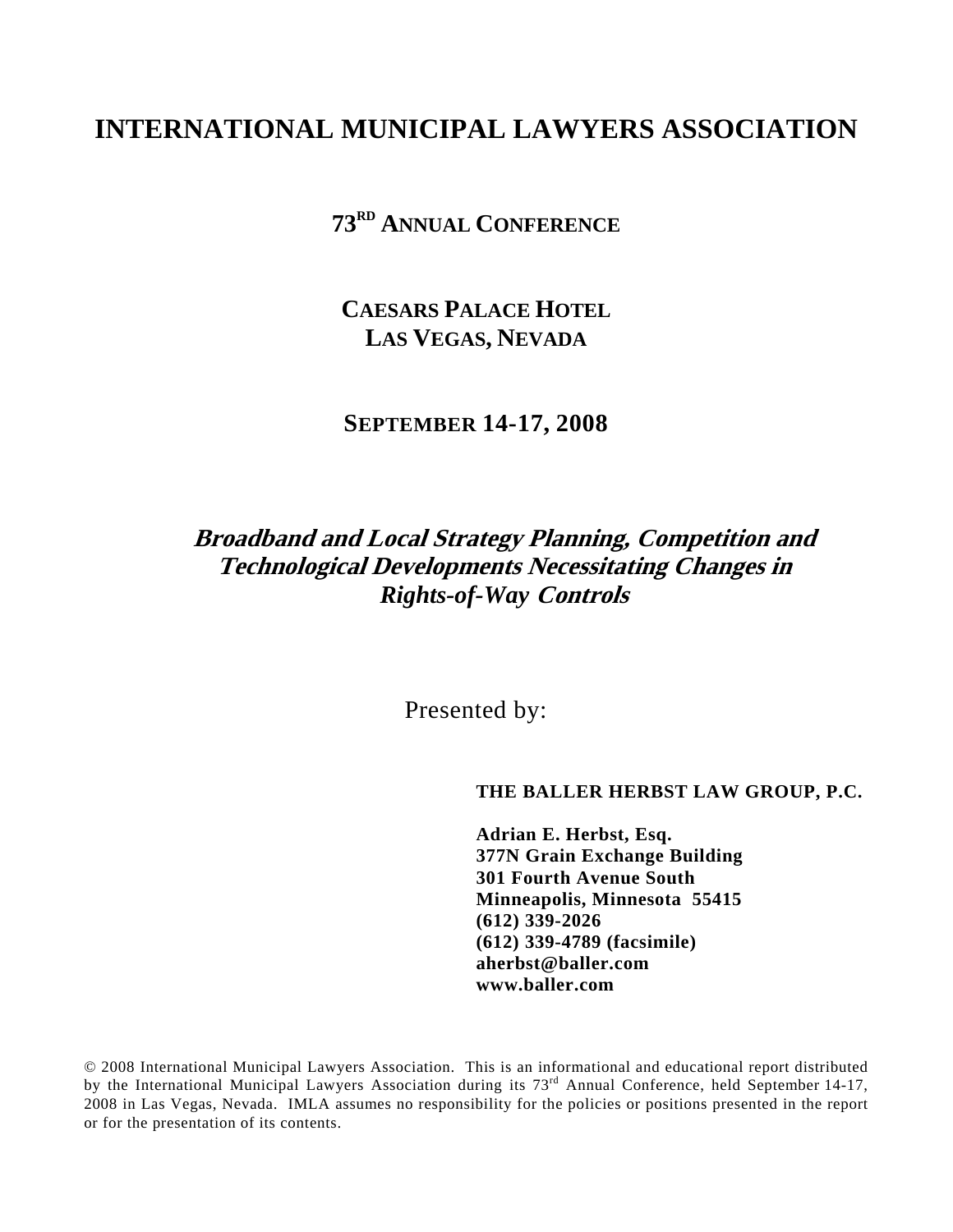# INTERNATIONAL MUNICIPAL LAWYERS ASSOCIATION

## 73[RD] ANNUAL CONFERENCE

## CAESARS PALACE HOTEL
## LAS VEGAS, NEVADA

## SEPTEMBER 14-17, 2008

***Broadband and Local Strategy Planning, Competition and Technological Developments Necessitating Changes in Rights-of-Way Controls***

Presented by:

**THE BALLER HERBST LAW GROUP, P.C.**

**Adrian E. Herbst, Esq.**
**377N Grain Exchange Building**
**301 Fourth Avenue South**
**Minneapolis, Minnesota 55415**
**(612) 339-2026**
**(612) 339-4789 (facsimile)**
**aherbst@baller.com**
**www.baller.com**

© 2008 International Municipal Lawyers Association. This is an informational and educational report distributed by the International Municipal Lawyers Association during its 73[rd] Annual Conference, held September 14-17, 2008 in Las Vegas, Nevada. IMLA assumes no responsibility for the policies or positions presented in the report or for the presentation of its contents.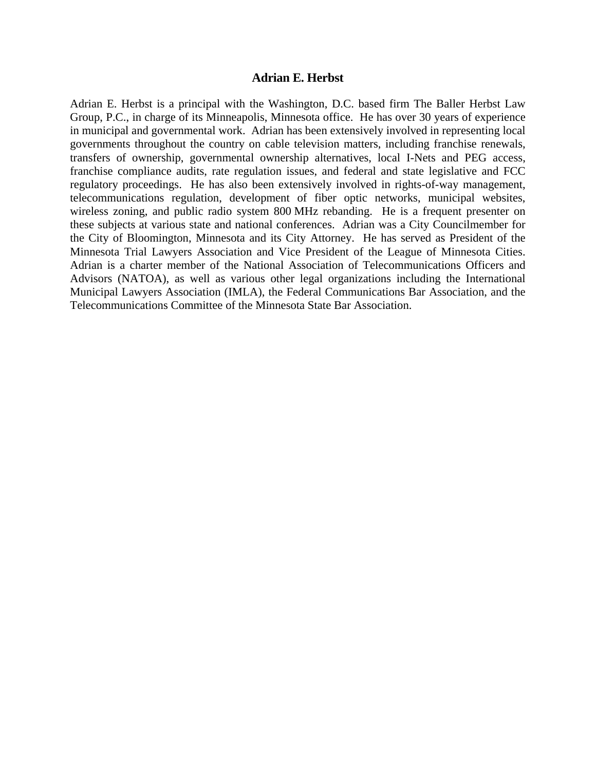## Adrian E. Herbst

Adrian E. Herbst is a principal with the Washington, D.C. based firm The Baller Herbst Law Group, P.C., in charge of its Minneapolis, Minnesota office. He has over 30 years of experience in municipal and governmental work. Adrian has been extensively involved in representing local governments throughout the country on cable television matters, including franchise renewals, transfers of ownership, governmental ownership alternatives, local I-Nets and PEG access, franchise compliance audits, rate regulation issues, and federal and state legislative and FCC regulatory proceedings. He has also been extensively involved in rights-of-way management, telecommunications regulation, development of fiber optic networks, municipal websites, wireless zoning, and public radio system 800 MHz rebanding. He is a frequent presenter on these subjects at various state and national conferences. Adrian was a City Councilmember for the City of Bloomington, Minnesota and its City Attorney. He has served as President of the Minnesota Trial Lawyers Association and Vice President of the League of Minnesota Cities. Adrian is a charter member of the National Association of Telecommunications Officers and Advisors (NATOA), as well as various other legal organizations including the International Municipal Lawyers Association (IMLA), the Federal Communications Bar Association, and the Telecommunications Committee of the Minnesota State Bar Association.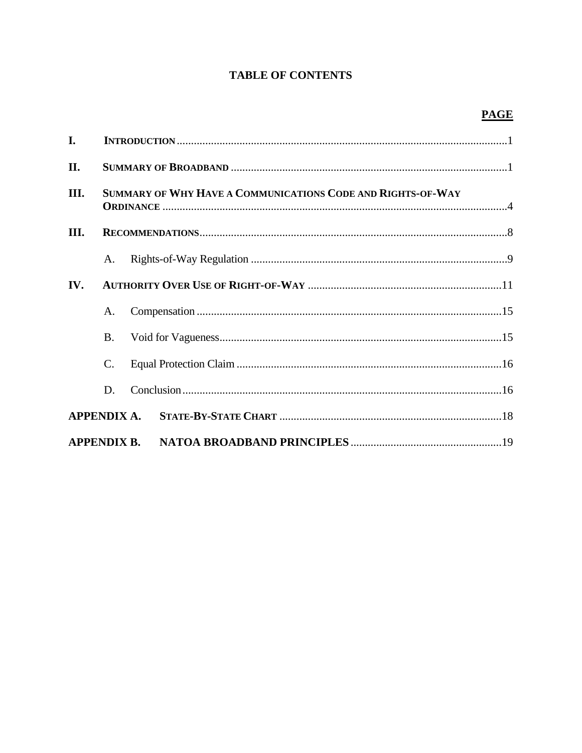# TABLE OF CONTENTS

| | | PAGE |
|---|---|---|
| I. | INTRODUCTION | 1 |
| II. | SUMMARY OF BROADBAND | 1 |
| III. | SUMMARY OF WHY HAVE A COMMUNICATIONS CODE AND RIGHTS-OF-WAY ORDINANCE | 4 |
| III. | RECOMMENDATIONS | 8 |
| | A. Rights-of-Way Regulation | 9 |
| IV. | AUTHORITY OVER USE OF RIGHT-OF-WAY | 11 |
| | A. Compensation | 15 |
| | B. Void for Vagueness | 15 |
| | C. Equal Protection Claim | 16 |
| | D. Conclusion | 16 |
| APPENDIX A. | STATE-BY-STATE CHART | 18 |
| APPENDIX B. | NATOA BROADBAND PRINCIPLES | 19 |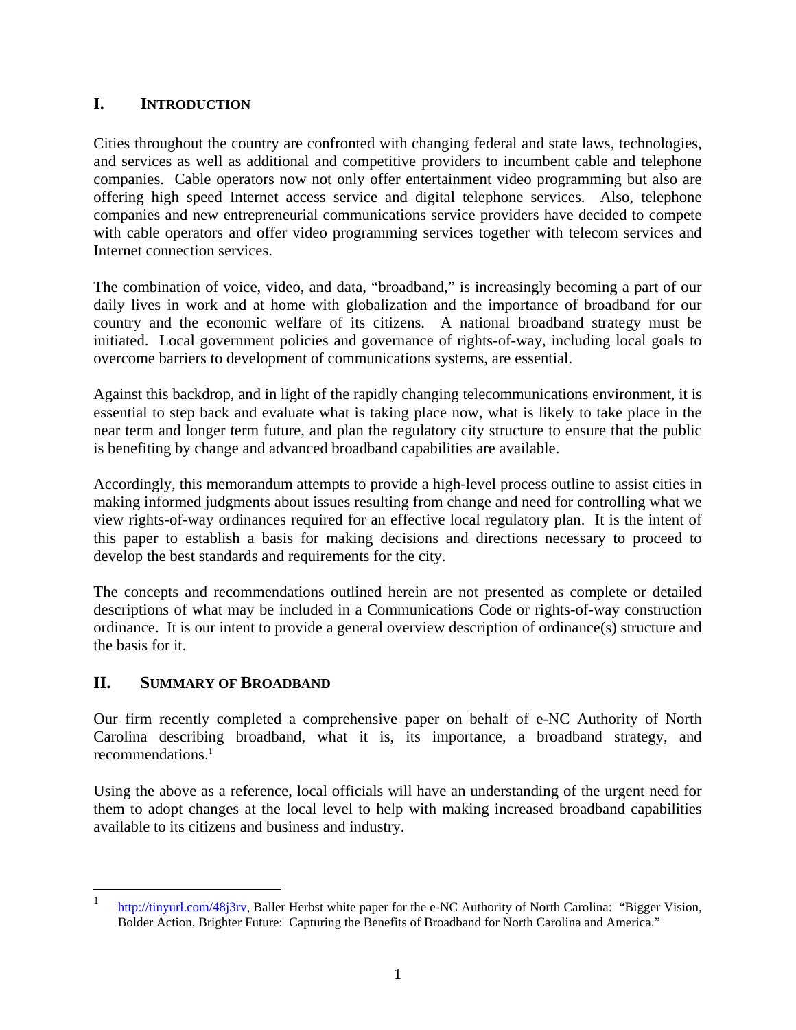## I. INTRODUCTION

Cities throughout the country are confronted with changing federal and state laws, technologies, and services as well as additional and competitive providers to incumbent cable and telephone companies. Cable operators now not only offer entertainment video programming but also are offering high speed Internet access service and digital telephone services. Also, telephone companies and new entrepreneurial communications service providers have decided to compete with cable operators and offer video programming services together with telecom services and Internet connection services.

The combination of voice, video, and data, "broadband," is increasingly becoming a part of our daily lives in work and at home with globalization and the importance of broadband for our country and the economic welfare of its citizens. A national broadband strategy must be initiated. Local government policies and governance of rights-of-way, including local goals to overcome barriers to development of communications systems, are essential.

Against this backdrop, and in light of the rapidly changing telecommunications environment, it is essential to step back and evaluate what is taking place now, what is likely to take place in the near term and longer term future, and plan the regulatory city structure to ensure that the public is benefiting by change and advanced broadband capabilities are available.

Accordingly, this memorandum attempts to provide a high-level process outline to assist cities in making informed judgments about issues resulting from change and need for controlling what we view rights-of-way ordinances required for an effective local regulatory plan. It is the intent of this paper to establish a basis for making decisions and directions necessary to proceed to develop the best standards and requirements for the city.

The concepts and recommendations outlined herein are not presented as complete or detailed descriptions of what may be included in a Communications Code or rights-of-way construction ordinance. It is our intent to provide a general overview description of ordinance(s) structure and the basis for it.

## II. SUMMARY OF BROADBAND

Our firm recently completed a comprehensive paper on behalf of e-NC Authority of North Carolina describing broadband, what it is, its importance, a broadband strategy, and recommendations.[1]

Using the above as a reference, local officials will have an understanding of the urgent need for them to adopt changes at the local level to help with making increased broadband capabilities available to its citizens and business and industry.

---

[1] http://tinyurl.com/48j3rv, Baller Herbst white paper for the e-NC Authority of North Carolina: "Bigger Vision, Bolder Action, Brighter Future: Capturing the Benefits of Broadband for North Carolina and America."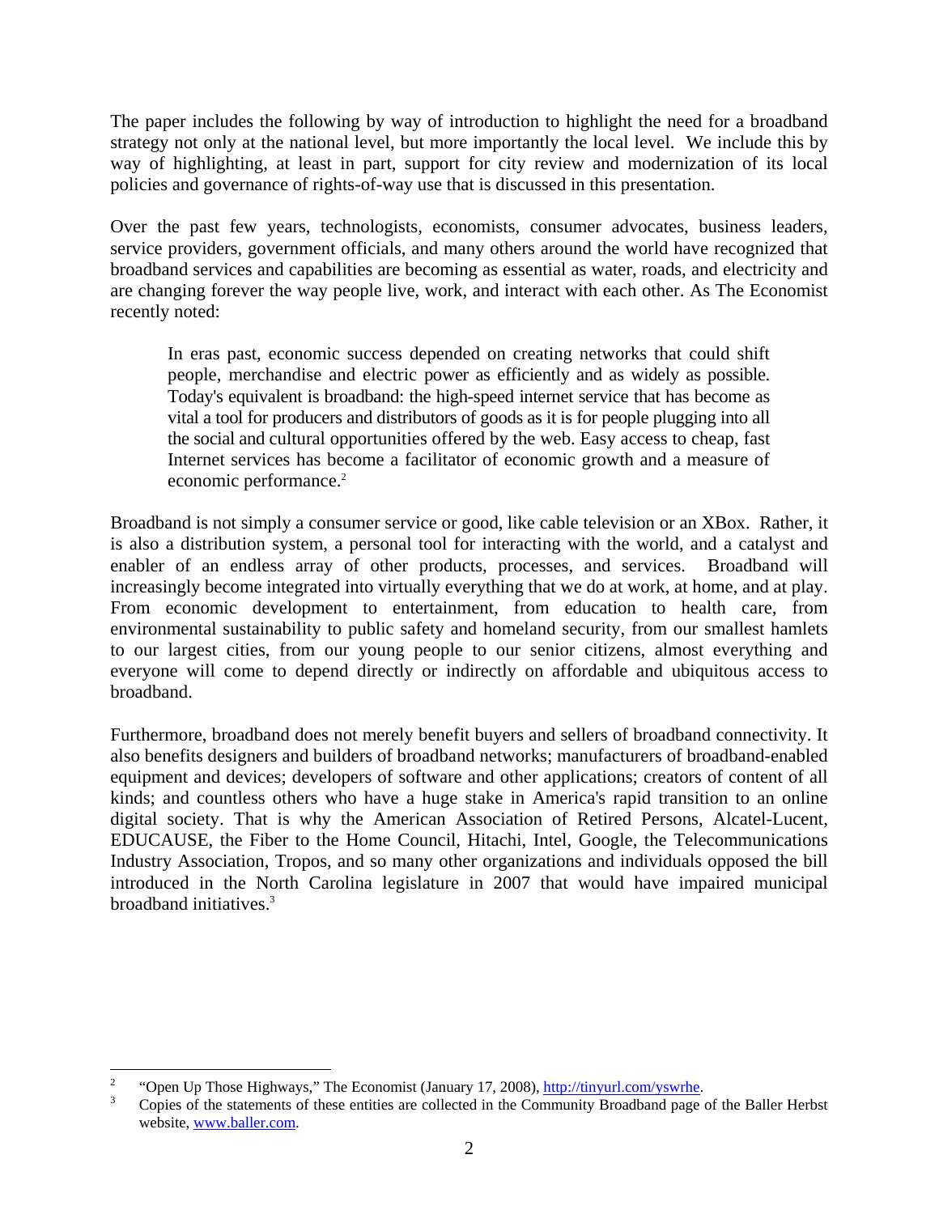The paper includes the following by way of introduction to highlight the need for a broadband strategy not only at the national level, but more importantly the local level. We include this by way of highlighting, at least in part, support for city review and modernization of its local policies and governance of rights-of-way use that is discussed in this presentation.

Over the past few years, technologists, economists, consumer advocates, business leaders, service providers, government officials, and many others around the world have recognized that broadband services and capabilities are becoming as essential as water, roads, and electricity and are changing forever the way people live, work, and interact with each other. As The Economist recently noted:

> In eras past, economic success depended on creating networks that could shift people, merchandise and electric power as efficiently and as widely as possible. Today's equivalent is broadband: the high-speed internet service that has become as vital a tool for producers and distributors of goods as it is for people plugging into all the social and cultural opportunities offered by the web. Easy access to cheap, fast Internet services has become a facilitator of economic growth and a measure of economic performance.[2]

Broadband is not simply a consumer service or good, like cable television or an XBox. Rather, it is also a distribution system, a personal tool for interacting with the world, and a catalyst and enabler of an endless array of other products, processes, and services. Broadband will increasingly become integrated into virtually everything that we do at work, at home, and at play. From economic development to entertainment, from education to health care, from environmental sustainability to public safety and homeland security, from our smallest hamlets to our largest cities, from our young people to our senior citizens, almost everything and everyone will come to depend directly or indirectly on affordable and ubiquitous access to broadband.

Furthermore, broadband does not merely benefit buyers and sellers of broadband connectivity. It also benefits designers and builders of broadband networks; manufacturers of broadband-enabled equipment and devices; developers of software and other applications; creators of content of all kinds; and countless others who have a huge stake in America's rapid transition to an online digital society. That is why the American Association of Retired Persons, Alcatel-Lucent, EDUCAUSE, the Fiber to the Home Council, Hitachi, Intel, Google, the Telecommunications Industry Association, Tropos, and so many other organizations and individuals opposed the bill introduced in the North Carolina legislature in 2007 that would have impaired municipal broadband initiatives.[3]

---

[2] "Open Up Those Highways," The Economist (January 17, 2008), http://tinyurl.com/yswrhe.

[3] Copies of the statements of these entities are collected in the Community Broadband page of the Baller Herbst website, www.baller.com.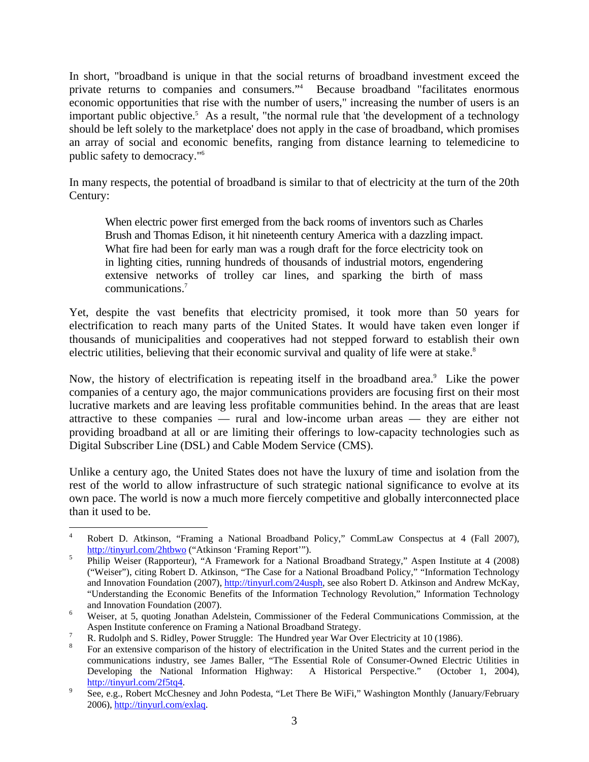In short, "broadband is unique in that the social returns of broadband investment exceed the private returns to companies and consumers."[4] Because broadband "facilitates enormous economic opportunities that rise with the number of users," increasing the number of users is an important public objective.[5] As a result, "the normal rule that 'the development of a technology should be left solely to the marketplace' does not apply in the case of broadband, which promises an array of social and economic benefits, ranging from distance learning to telemedicine to public safety to democracy."[6]

In many respects, the potential of broadband is similar to that of electricity at the turn of the 20th Century:

> When electric power first emerged from the back rooms of inventors such as Charles Brush and Thomas Edison, it hit nineteenth century America with a dazzling impact. What fire had been for early man was a rough draft for the force electricity took on in lighting cities, running hundreds of thousands of industrial motors, engendering extensive networks of trolley car lines, and sparking the birth of mass communications.[7]

Yet, despite the vast benefits that electricity promised, it took more than 50 years for electrification to reach many parts of the United States. It would have taken even longer if thousands of municipalities and cooperatives had not stepped forward to establish their own electric utilities, believing that their economic survival and quality of life were at stake.[8]

Now, the history of electrification is repeating itself in the broadband area.[9] Like the power companies of a century ago, the major communications providers are focusing first on their most lucrative markets and are leaving less profitable communities behind. In the areas that are least attractive to these companies — rural and low-income urban areas — they are either not providing broadband at all or are limiting their offerings to low-capacity technologies such as Digital Subscriber Line (DSL) and Cable Modem Service (CMS).

Unlike a century ago, the United States does not have the luxury of time and isolation from the rest of the world to allow infrastructure of such strategic national significance to evolve at its own pace. The world is now a much more fiercely competitive and globally interconnected place than it used to be.

---

[4] Robert D. Atkinson, "Framing a National Broadband Policy," CommLaw Conspectus at 4 (Fall 2007), http://tinyurl.com/2htbwo ("Atkinson 'Framing Report'").

[5] Philip Weiser (Rapporteur), "A Framework for a National Broadband Strategy," Aspen Institute at 4 (2008) ("Weiser"), citing Robert D. Atkinson, "The Case for a National Broadband Policy," "Information Technology and Innovation Foundation (2007), http://tinyurl.com/24usph, see also Robert D. Atkinson and Andrew McKay, "Understanding the Economic Benefits of the Information Technology Revolution," Information Technology and Innovation Foundation (2007).

[6] Weiser, at 5, quoting Jonathan Adelstein, Commissioner of the Federal Communications Commission, at the Aspen Institute conference on Framing a National Broadband Strategy.

[7] R. Rudolph and S. Ridley, Power Struggle: The Hundred year War Over Electricity at 10 (1986).

[8] For an extensive comparison of the history of electrification in the United States and the current period in the communications industry, see James Baller, "The Essential Role of Consumer-Owned Electric Utilities in Developing the National Information Highway: A Historical Perspective." (October 1, 2004), http://tinyurl.com/2f5tq4.

[9] See, e.g., Robert McChesney and John Podesta, "Let There Be WiFi," Washington Monthly (January/February 2006), http://tinyurl.com/exlaq.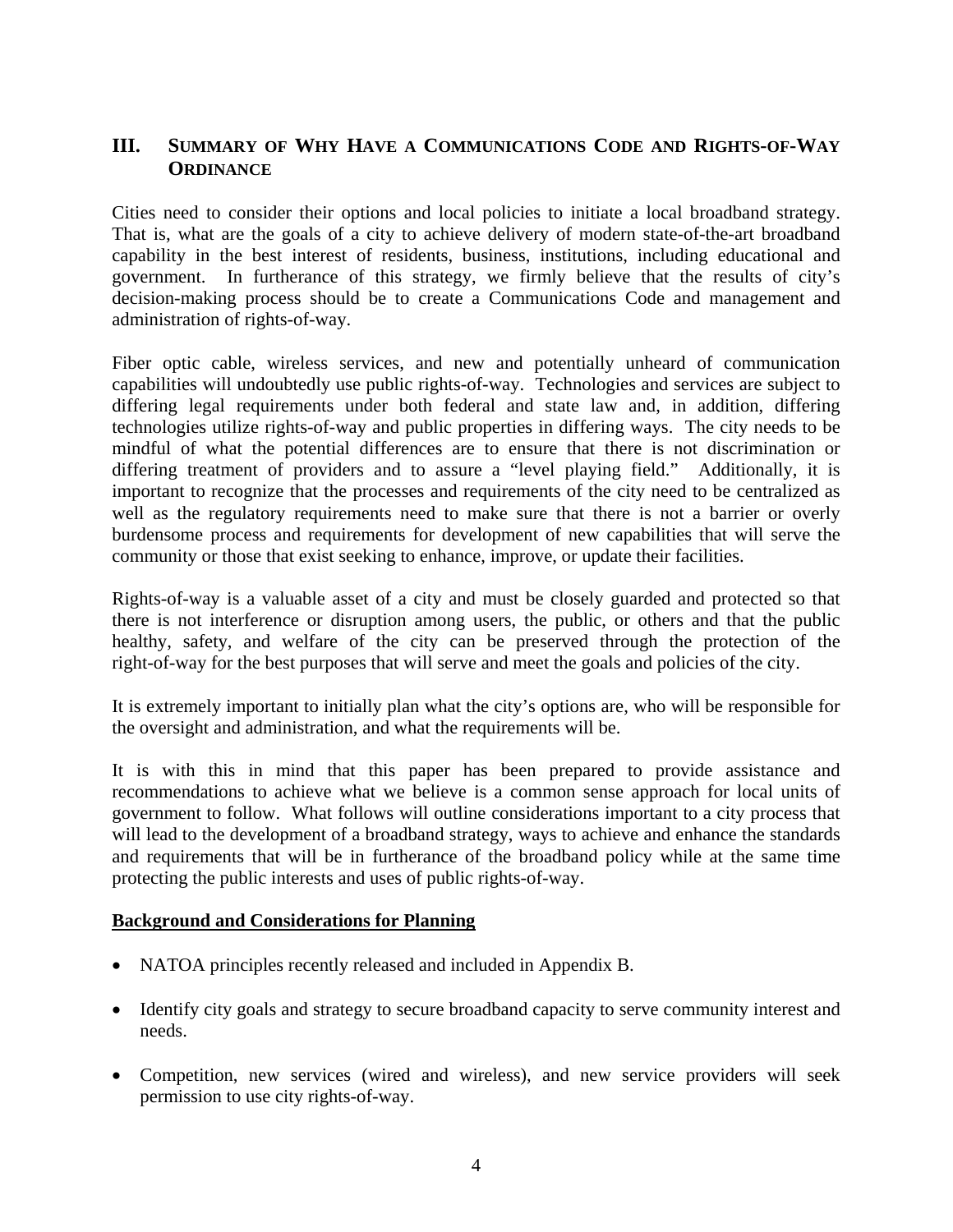## III. Summary of Why Have a Communications Code and Rights-of-Way Ordinance

Cities need to consider their options and local policies to initiate a local broadband strategy. That is, what are the goals of a city to achieve delivery of modern state-of-the-art broadband capability in the best interest of residents, business, institutions, including educational and government. In furtherance of this strategy, we firmly believe that the results of city's decision-making process should be to create a Communications Code and management and administration of rights-of-way.

Fiber optic cable, wireless services, and new and potentially unheard of communication capabilities will undoubtedly use public rights-of-way. Technologies and services are subject to differing legal requirements under both federal and state law and, in addition, differing technologies utilize rights-of-way and public properties in differing ways. The city needs to be mindful of what the potential differences are to ensure that there is not discrimination or differing treatment of providers and to assure a "level playing field." Additionally, it is important to recognize that the processes and requirements of the city need to be centralized as well as the regulatory requirements need to make sure that there is not a barrier or overly burdensome process and requirements for development of new capabilities that will serve the community or those that exist seeking to enhance, improve, or update their facilities.

Rights-of-way is a valuable asset of a city and must be closely guarded and protected so that there is not interference or disruption among users, the public, or others and that the public healthy, safety, and welfare of the city can be preserved through the protection of the right-of-way for the best purposes that will serve and meet the goals and policies of the city.

It is extremely important to initially plan what the city's options are, who will be responsible for the oversight and administration, and what the requirements will be.

It is with this in mind that this paper has been prepared to provide assistance and recommendations to achieve what we believe is a common sense approach for local units of government to follow. What follows will outline considerations important to a city process that will lead to the development of a broadband strategy, ways to achieve and enhance the standards and requirements that will be in furtherance of the broadband policy while at the same time protecting the public interests and uses of public rights-of-way.

**Background and Considerations for Planning**

- NATOA principles recently released and included in Appendix B.
- Identify city goals and strategy to secure broadband capacity to serve community interest and needs.
- Competition, new services (wired and wireless), and new service providers will seek permission to use city rights-of-way.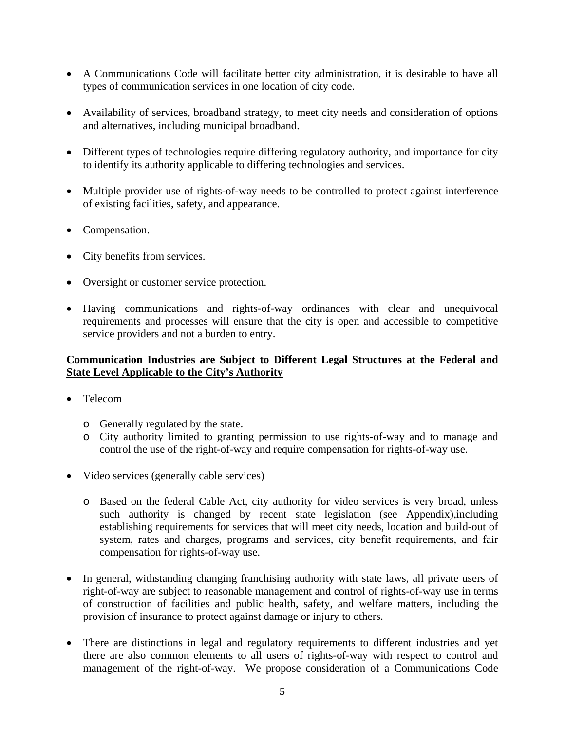- A Communications Code will facilitate better city administration, it is desirable to have all types of communication services in one location of city code.

- Availability of services, broadband strategy, to meet city needs and consideration of options and alternatives, including municipal broadband.

- Different types of technologies require differing regulatory authority, and importance for city to identify its authority applicable to differing technologies and services.

- Multiple provider use of rights-of-way needs to be controlled to protect against interference of existing facilities, safety, and appearance.

- Compensation.

- City benefits from services.

- Oversight or customer service protection.

- Having communications and rights-of-way ordinances with clear and unequivocal requirements and processes will ensure that the city is open and accessible to competitive service providers and not a burden to entry.

**<u>Communication Industries are Subject to Different Legal Structures at the Federal and State Level Applicable to the City's Authority</u>**

- Telecom
  - Generally regulated by the state.
  - City authority limited to granting permission to use rights-of-way and to manage and control the use of the right-of-way and require compensation for rights-of-way use.

- Video services (generally cable services)
  - Based on the federal Cable Act, city authority for video services is very broad, unless such authority is changed by recent state legislation (see Appendix),including establishing requirements for services that will meet city needs, location and build-out of system, rates and charges, programs and services, city benefit requirements, and fair compensation for rights-of-way use.

- In general, withstanding changing franchising authority with state laws, all private users of right-of-way are subject to reasonable management and control of rights-of-way use in terms of construction of facilities and public health, safety, and welfare matters, including the provision of insurance to protect against damage or injury to others.

- There are distinctions in legal and regulatory requirements to different industries and yet there are also common elements to all users of rights-of-way with respect to control and management of the right-of-way. We propose consideration of a Communications Code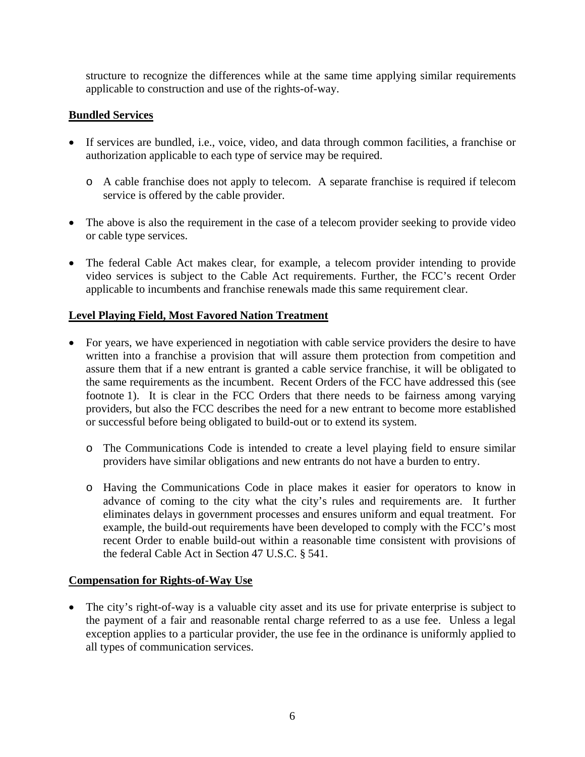structure to recognize the differences while at the same time applying similar requirements applicable to construction and use of the rights-of-way.

**Bundled Services**

- If services are bundled, i.e., voice, video, and data through common facilities, a franchise or authorization applicable to each type of service may be required.
  - A cable franchise does not apply to telecom. A separate franchise is required if telecom service is offered by the cable provider.
- The above is also the requirement in the case of a telecom provider seeking to provide video or cable type services.
- The federal Cable Act makes clear, for example, a telecom provider intending to provide video services is subject to the Cable Act requirements. Further, the FCC's recent Order applicable to incumbents and franchise renewals made this same requirement clear.

**Level Playing Field, Most Favored Nation Treatment**

- For years, we have experienced in negotiation with cable service providers the desire to have written into a franchise a provision that will assure them protection from competition and assure them that if a new entrant is granted a cable service franchise, it will be obligated to the same requirements as the incumbent. Recent Orders of the FCC have addressed this (see footnote 1). It is clear in the FCC Orders that there needs to be fairness among varying providers, but also the FCC describes the need for a new entrant to become more established or successful before being obligated to build-out or to extend its system.
  - The Communications Code is intended to create a level playing field to ensure similar providers have similar obligations and new entrants do not have a burden to entry.
  - Having the Communications Code in place makes it easier for operators to know in advance of coming to the city what the city's rules and requirements are. It further eliminates delays in government processes and ensures uniform and equal treatment. For example, the build-out requirements have been developed to comply with the FCC's most recent Order to enable build-out within a reasonable time consistent with provisions of the federal Cable Act in Section 47 U.S.C. § 541.

**Compensation for Rights-of-Way Use**

- The city's right-of-way is a valuable city asset and its use for private enterprise is subject to the payment of a fair and reasonable rental charge referred to as a use fee. Unless a legal exception applies to a particular provider, the use fee in the ordinance is uniformly applied to all types of communication services.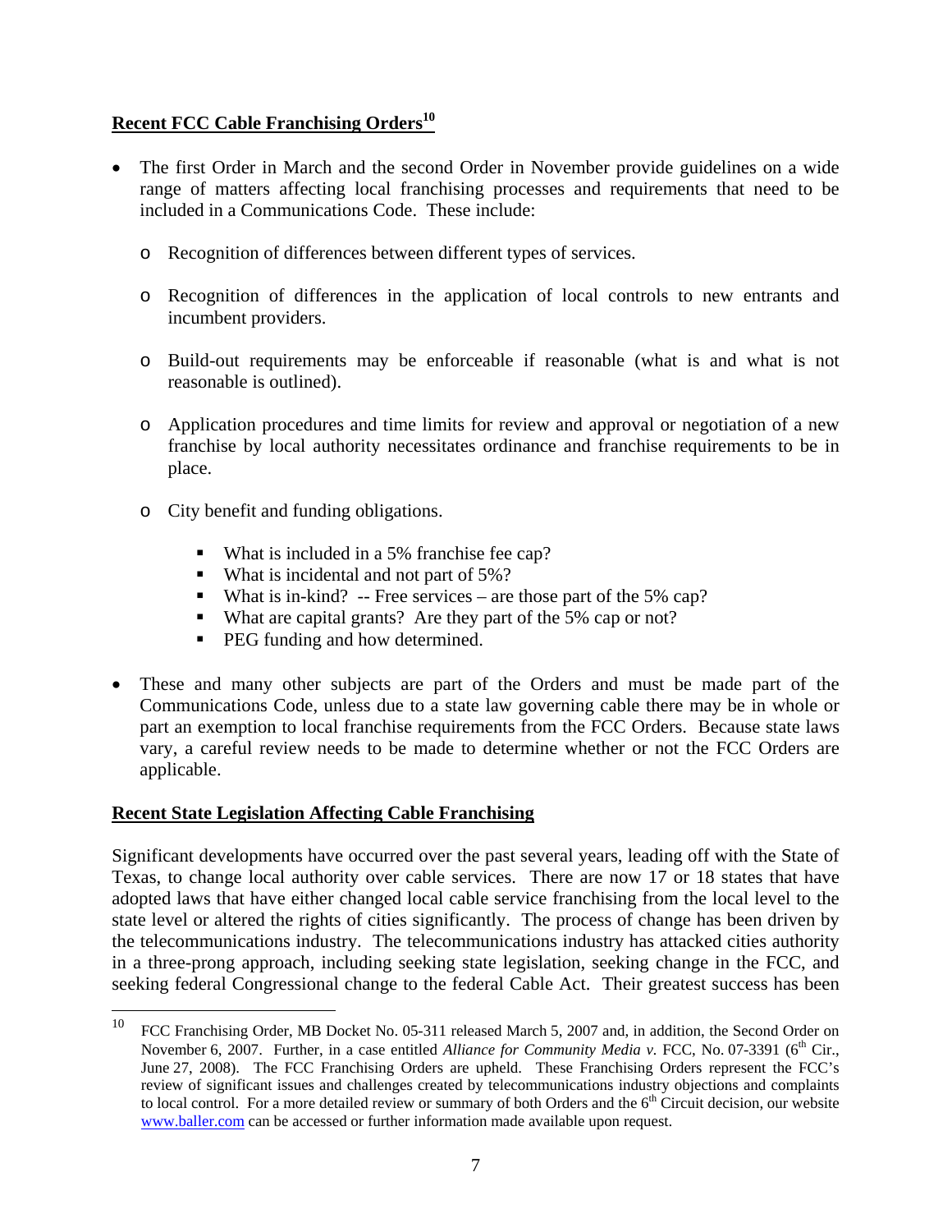## Recent FCC Cable Franchising Orders[10]

- The first Order in March and the second Order in November provide guidelines on a wide range of matters affecting local franchising processes and requirements that need to be included in a Communications Code. These include:
  - Recognition of differences between different types of services.
  - Recognition of differences in the application of local controls to new entrants and incumbent providers.
  - Build-out requirements may be enforceable if reasonable (what is and what is not reasonable is outlined).
  - Application procedures and time limits for review and approval or negotiation of a new franchise by local authority necessitates ordinance and franchise requirements to be in place.
  - City benefit and funding obligations.
    - What is included in a 5% franchise fee cap?
    - What is incidental and not part of 5%?
    - What is in-kind? -- Free services – are those part of the 5% cap?
    - What are capital grants? Are they part of the 5% cap or not?
    - PEG funding and how determined.
- These and many other subjects are part of the Orders and must be made part of the Communications Code, unless due to a state law governing cable there may be in whole or part an exemption to local franchise requirements from the FCC Orders. Because state laws vary, a careful review needs to be made to determine whether or not the FCC Orders are applicable.

## Recent State Legislation Affecting Cable Franchising

Significant developments have occurred over the past several years, leading off with the State of Texas, to change local authority over cable services. There are now 17 or 18 states that have adopted laws that have either changed local cable service franchising from the local level to the state level or altered the rights of cities significantly. The process of change has been driven by the telecommunications industry. The telecommunications industry has attacked cities authority in a three-prong approach, including seeking state legislation, seeking change in the FCC, and seeking federal Congressional change to the federal Cable Act. Their greatest success has been

---

[10] FCC Franchising Order, MB Docket No. 05-311 released March 5, 2007 and, in addition, the Second Order on November 6, 2007. Further, in a case entitled *Alliance for Community Media v.* FCC, No. 07-3391 (6th Cir., June 27, 2008). The FCC Franchising Orders are upheld. These Franchising Orders represent the FCC's review of significant issues and challenges created by telecommunications industry objections and complaints to local control. For a more detailed review or summary of both Orders and the 6th Circuit decision, our website www.baller.com can be accessed or further information made available upon request.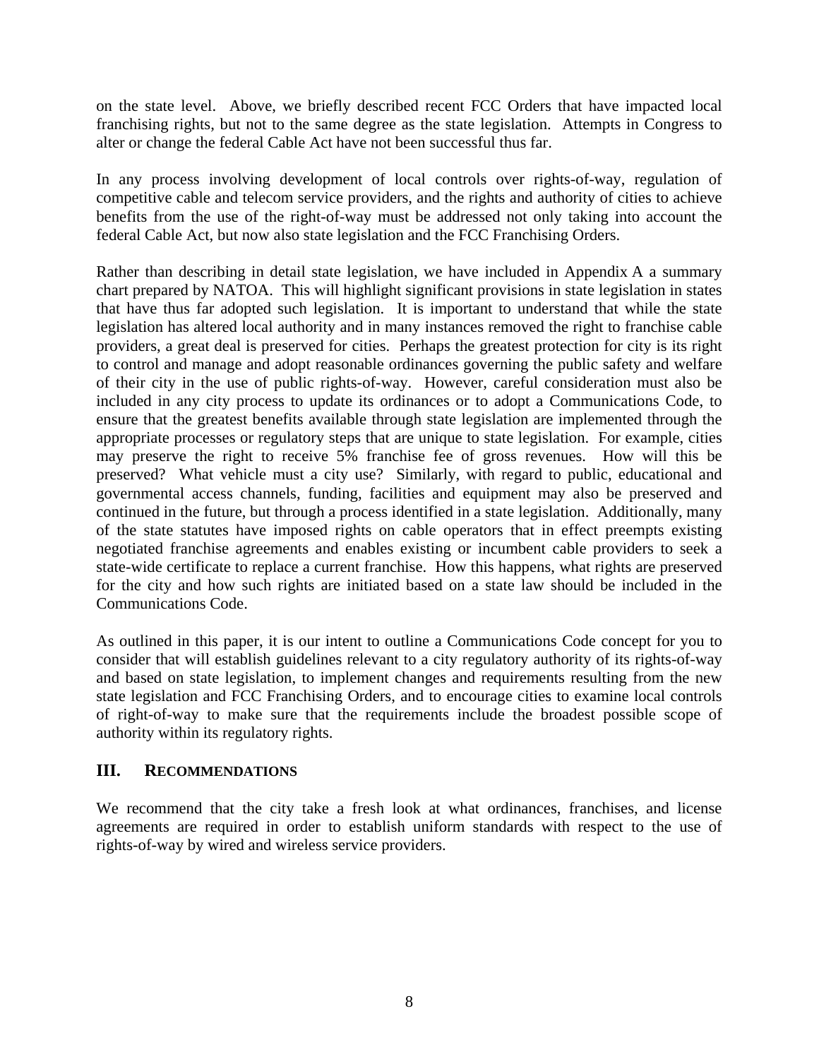on the state level. Above, we briefly described recent FCC Orders that have impacted local franchising rights, but not to the same degree as the state legislation. Attempts in Congress to alter or change the federal Cable Act have not been successful thus far.

In any process involving development of local controls over rights-of-way, regulation of competitive cable and telecom service providers, and the rights and authority of cities to achieve benefits from the use of the right-of-way must be addressed not only taking into account the federal Cable Act, but now also state legislation and the FCC Franchising Orders.

Rather than describing in detail state legislation, we have included in Appendix A a summary chart prepared by NATOA. This will highlight significant provisions in state legislation in states that have thus far adopted such legislation. It is important to understand that while the state legislation has altered local authority and in many instances removed the right to franchise cable providers, a great deal is preserved for cities. Perhaps the greatest protection for city is its right to control and manage and adopt reasonable ordinances governing the public safety and welfare of their city in the use of public rights-of-way. However, careful consideration must also be included in any city process to update its ordinances or to adopt a Communications Code, to ensure that the greatest benefits available through state legislation are implemented through the appropriate processes or regulatory steps that are unique to state legislation. For example, cities may preserve the right to receive 5% franchise fee of gross revenues. How will this be preserved? What vehicle must a city use? Similarly, with regard to public, educational and governmental access channels, funding, facilities and equipment may also be preserved and continued in the future, but through a process identified in a state legislation. Additionally, many of the state statutes have imposed rights on cable operators that in effect preempts existing negotiated franchise agreements and enables existing or incumbent cable providers to seek a state-wide certificate to replace a current franchise. How this happens, what rights are preserved for the city and how such rights are initiated based on a state law should be included in the Communications Code.

As outlined in this paper, it is our intent to outline a Communications Code concept for you to consider that will establish guidelines relevant to a city regulatory authority of its rights-of-way and based on state legislation, to implement changes and requirements resulting from the new state legislation and FCC Franchising Orders, and to encourage cities to examine local controls of right-of-way to make sure that the requirements include the broadest possible scope of authority within its regulatory rights.

## III. RECOMMENDATIONS

We recommend that the city take a fresh look at what ordinances, franchises, and license agreements are required in order to establish uniform standards with respect to the use of rights-of-way by wired and wireless service providers.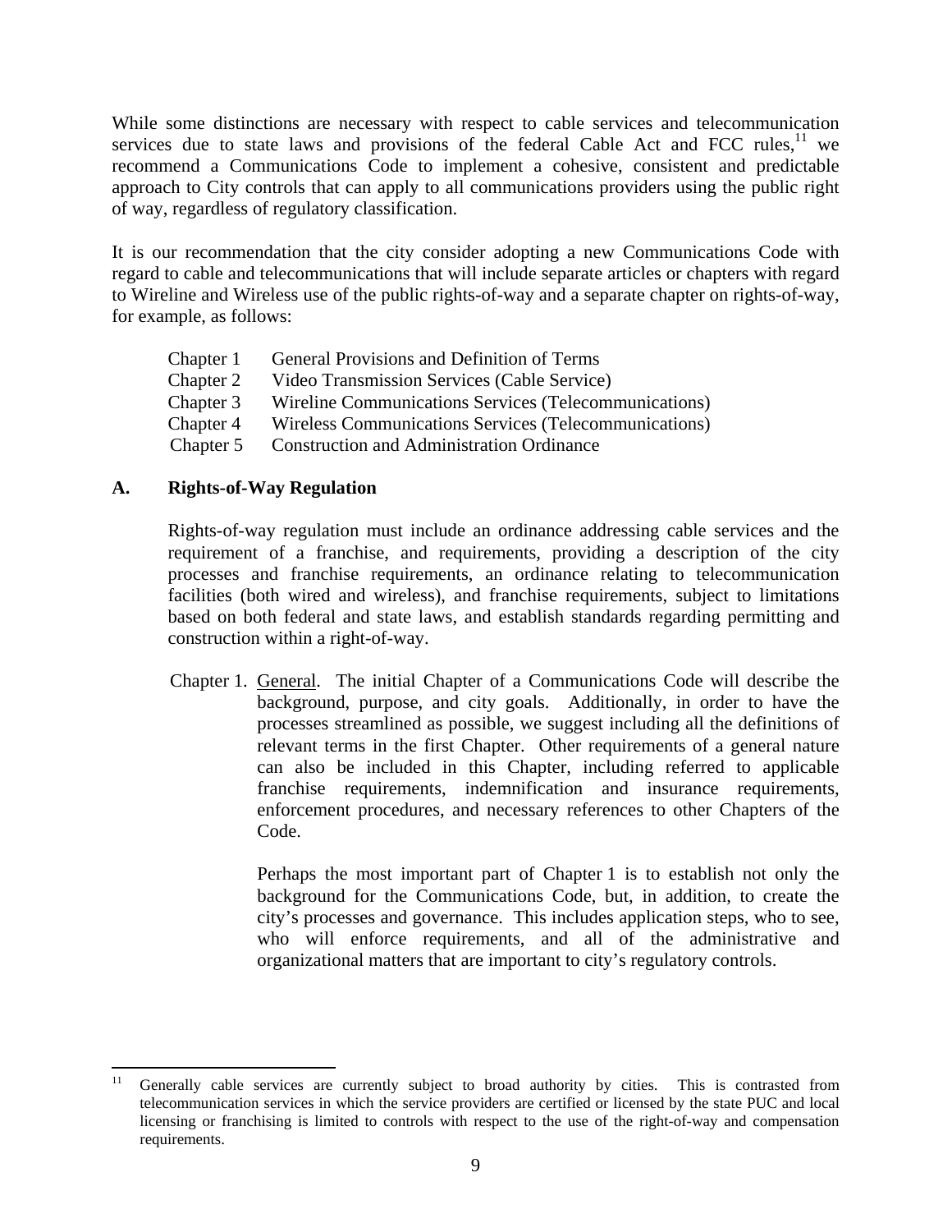While some distinctions are necessary with respect to cable services and telecommunication services due to state laws and provisions of the federal Cable Act and FCC rules,[11] we recommend a Communications Code to implement a cohesive, consistent and predictable approach to City controls that can apply to all communications providers using the public right of way, regardless of regulatory classification.

It is our recommendation that the city consider adopting a new Communications Code with regard to cable and telecommunications that will include separate articles or chapters with regard to Wireline and Wireless use of the public rights-of-way and a separate chapter on rights-of-way, for example, as follows:

| | |
|---|---|
| Chapter 1 | General Provisions and Definition of Terms |
| Chapter 2 | Video Transmission Services (Cable Service) |
| Chapter 3 | Wireline Communications Services (Telecommunications) |
| Chapter 4 | Wireless Communications Services (Telecommunications) |
| Chapter 5 | Construction and Administration Ordinance |

## A. Rights-of-Way Regulation

Rights-of-way regulation must include an ordinance addressing cable services and the requirement of a franchise, and requirements, providing a description of the city processes and franchise requirements, an ordinance relating to telecommunication facilities (both wired and wireless), and franchise requirements, subject to limitations based on both federal and state laws, and establish standards regarding permitting and construction within a right-of-way.

Chapter 1. General. The initial Chapter of a Communications Code will describe the background, purpose, and city goals. Additionally, in order to have the processes streamlined as possible, we suggest including all the definitions of relevant terms in the first Chapter. Other requirements of a general nature can also be included in this Chapter, including referred to applicable franchise requirements, indemnification and insurance requirements, enforcement procedures, and necessary references to other Chapters of the Code.

Perhaps the most important part of Chapter 1 is to establish not only the background for the Communications Code, but, in addition, to create the city's processes and governance. This includes application steps, who to see, who will enforce requirements, and all of the administrative and organizational matters that are important to city's regulatory controls.

---

[11] Generally cable services are currently subject to broad authority by cities. This is contrasted from telecommunication services in which the service providers are certified or licensed by the state PUC and local licensing or franchising is limited to controls with respect to the use of the right-of-way and compensation requirements.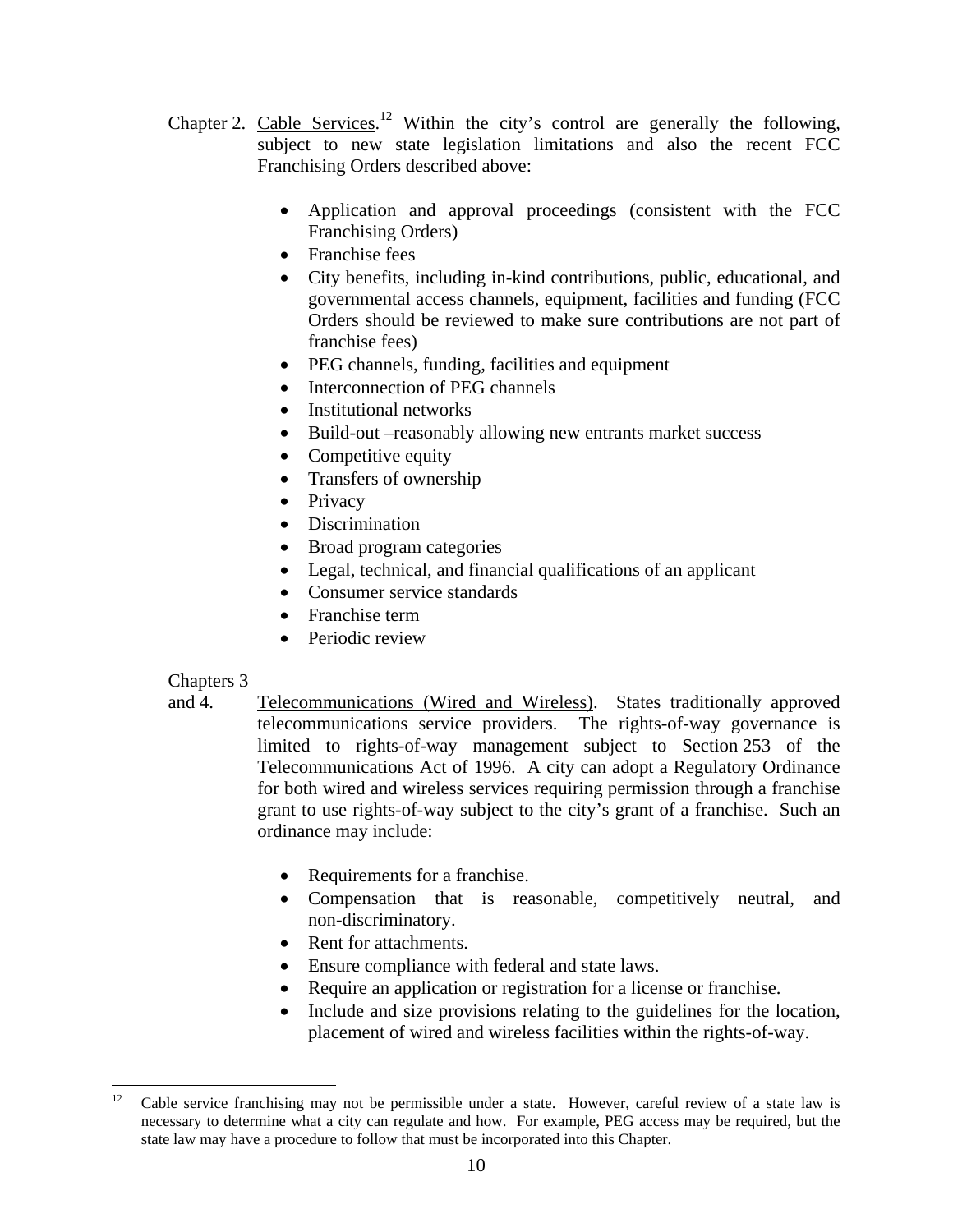Chapter 2. Cable Services.[12] Within the city's control are generally the following, subject to new state legislation limitations and also the recent FCC Franchising Orders described above:

- Application and approval proceedings (consistent with the FCC Franchising Orders)
- Franchise fees
- City benefits, including in-kind contributions, public, educational, and governmental access channels, equipment, facilities and funding (FCC Orders should be reviewed to make sure contributions are not part of franchise fees)
- PEG channels, funding, facilities and equipment
- Interconnection of PEG channels
- Institutional networks
- Build-out –reasonably allowing new entrants market success
- Competitive equity
- Transfers of ownership
- Privacy
- Discrimination
- Broad program categories
- Legal, technical, and financial qualifications of an applicant
- Consumer service standards
- Franchise term
- Periodic review

Chapters 3 and 4. Telecommunications (Wired and Wireless). States traditionally approved telecommunications service providers. The rights-of-way governance is limited to rights-of-way management subject to Section 253 of the Telecommunications Act of 1996. A city can adopt a Regulatory Ordinance for both wired and wireless services requiring permission through a franchise grant to use rights-of-way subject to the city's grant of a franchise. Such an ordinance may include:

- Requirements for a franchise.
- Compensation that is reasonable, competitively neutral, and non-discriminatory.
- Rent for attachments.
- Ensure compliance with federal and state laws.
- Require an application or registration for a license or franchise.
- Include and size provisions relating to the guidelines for the location, placement of wired and wireless facilities within the rights-of-way.

---

[12] Cable service franchising may not be permissible under a state. However, careful review of a state law is necessary to determine what a city can regulate and how. For example, PEG access may be required, but the state law may have a procedure to follow that must be incorporated into this Chapter.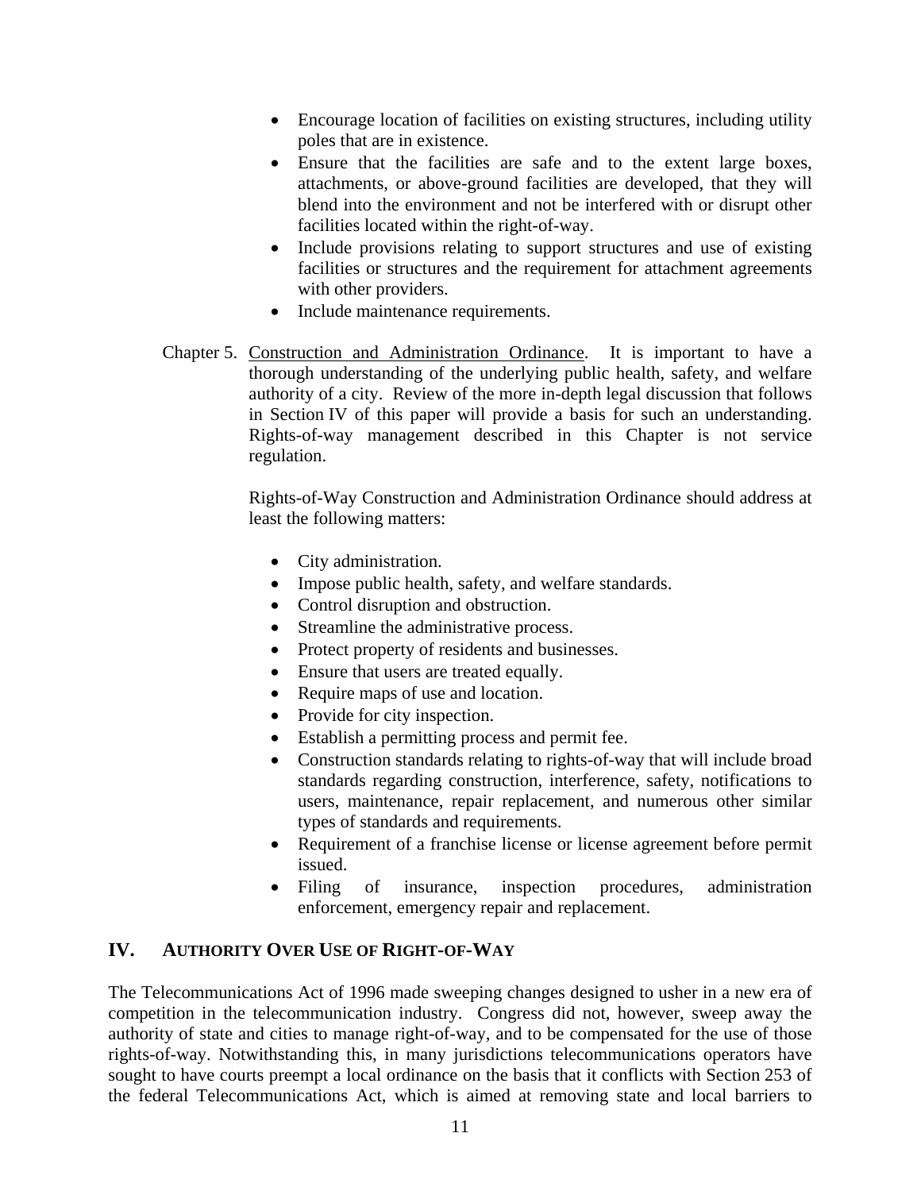- Encourage location of facilities on existing structures, including utility poles that are in existence.
- Ensure that the facilities are safe and to the extent large boxes, attachments, or above-ground facilities are developed, that they will blend into the environment and not be interfered with or disrupt other facilities located within the right-of-way.
- Include provisions relating to support structures and use of existing facilities or structures and the requirement for attachment agreements with other providers.
- Include maintenance requirements.

Chapter 5. Construction and Administration Ordinance. It is important to have a thorough understanding of the underlying public health, safety, and welfare authority of a city. Review of the more in-depth legal discussion that follows in Section IV of this paper will provide a basis for such an understanding. Rights-of-way management described in this Chapter is not service regulation.

Rights-of-Way Construction and Administration Ordinance should address at least the following matters:

- City administration.
- Impose public health, safety, and welfare standards.
- Control disruption and obstruction.
- Streamline the administrative process.
- Protect property of residents and businesses.
- Ensure that users are treated equally.
- Require maps of use and location.
- Provide for city inspection.
- Establish a permitting process and permit fee.
- Construction standards relating to rights-of-way that will include broad standards regarding construction, interference, safety, notifications to users, maintenance, repair replacement, and numerous other similar types of standards and requirements.
- Requirement of a franchise license or license agreement before permit issued.
- Filing of insurance, inspection procedures, administration enforcement, emergency repair and replacement.

## IV. AUTHORITY OVER USE OF RIGHT-OF-WAY

The Telecommunications Act of 1996 made sweeping changes designed to usher in a new era of competition in the telecommunication industry. Congress did not, however, sweep away the authority of state and cities to manage right-of-way, and to be compensated for the use of those rights-of-way. Notwithstanding this, in many jurisdictions telecommunications operators have sought to have courts preempt a local ordinance on the basis that it conflicts with Section 253 of the federal Telecommunications Act, which is aimed at removing state and local barriers to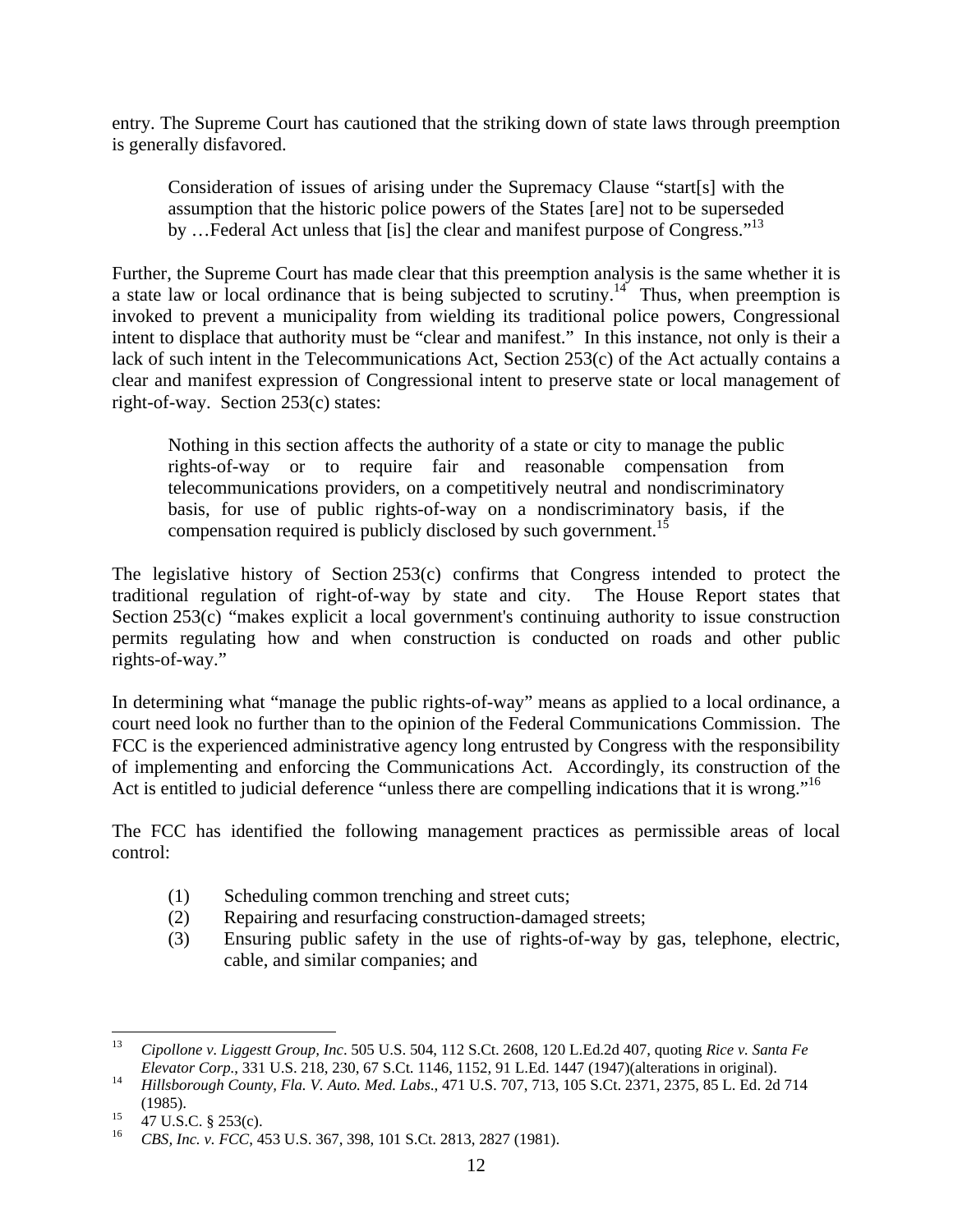entry. The Supreme Court has cautioned that the striking down of state laws through preemption is generally disfavored.

> Consideration of issues of arising under the Supremacy Clause "start[s] with the assumption that the historic police powers of the States [are] not to be superseded by …Federal Act unless that [is] the clear and manifest purpose of Congress."[13]

Further, the Supreme Court has made clear that this preemption analysis is the same whether it is a state law or local ordinance that is being subjected to scrutiny.[14] Thus, when preemption is invoked to prevent a municipality from wielding its traditional police powers, Congressional intent to displace that authority must be "clear and manifest." In this instance, not only is their a lack of such intent in the Telecommunications Act, Section 253(c) of the Act actually contains a clear and manifest expression of Congressional intent to preserve state or local management of right-of-way. Section 253(c) states:

> Nothing in this section affects the authority of a state or city to manage the public rights-of-way or to require fair and reasonable compensation from telecommunications providers, on a competitively neutral and nondiscriminatory basis, for use of public rights-of-way on a nondiscriminatory basis, if the compensation required is publicly disclosed by such government.[15]

The legislative history of Section 253(c) confirms that Congress intended to protect the traditional regulation of right-of-way by state and city. The House Report states that Section 253(c) "makes explicit a local government's continuing authority to issue construction permits regulating how and when construction is conducted on roads and other public rights-of-way."

In determining what "manage the public rights-of-way" means as applied to a local ordinance, a court need look no further than to the opinion of the Federal Communications Commission. The FCC is the experienced administrative agency long entrusted by Congress with the responsibility of implementing and enforcing the Communications Act. Accordingly, its construction of the Act is entitled to judicial deference "unless there are compelling indications that it is wrong."[16]

The FCC has identified the following management practices as permissible areas of local control:

(1) Scheduling common trenching and street cuts;
(2) Repairing and resurfacing construction-damaged streets;
(3) Ensuring public safety in the use of rights-of-way by gas, telephone, electric, cable, and similar companies; and

---

[13] *Cipollone v. Liggestt Group, Inc*. 505 U.S. 504, 112 S.Ct. 2608, 120 L.Ed.2d 407, quoting *Rice v. Santa Fe Elevator Corp.*, 331 U.S. 218, 230, 67 S.Ct. 1146, 1152, 91 L.Ed. 1447 (1947)(alterations in original).

[14] *Hillsborough County, Fla. V. Auto. Med. Labs*., 471 U.S. 707, 713, 105 S.Ct. 2371, 2375, 85 L. Ed. 2d 714 (1985).

[15] 47 U.S.C. § 253(c).

[16] *CBS, Inc. v. FCC*, 453 U.S. 367, 398, 101 S.Ct. 2813, 2827 (1981).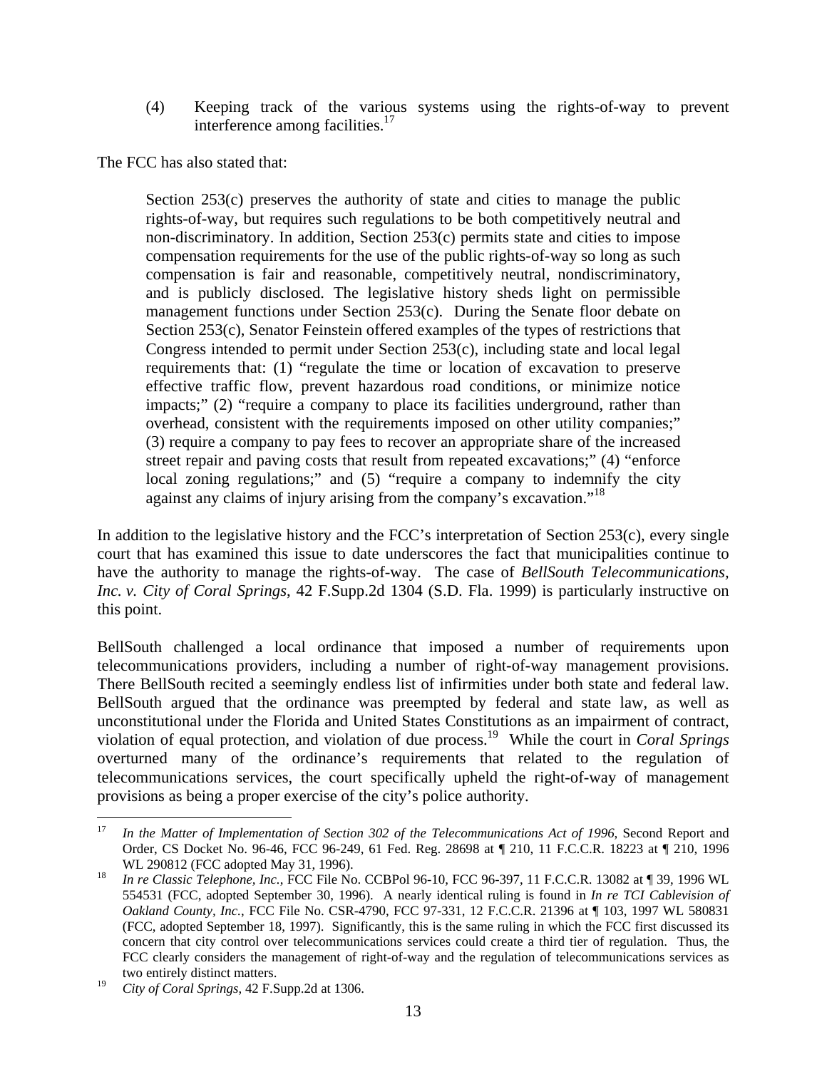(4) Keeping track of the various systems using the rights-of-way to prevent interference among facilities.[17]

The FCC has also stated that:

> Section 253(c) preserves the authority of state and cities to manage the public rights-of-way, but requires such regulations to be both competitively neutral and non-discriminatory. In addition, Section 253(c) permits state and cities to impose compensation requirements for the use of the public rights-of-way so long as such compensation is fair and reasonable, competitively neutral, nondiscriminatory, and is publicly disclosed. The legislative history sheds light on permissible management functions under Section 253(c). During the Senate floor debate on Section 253(c), Senator Feinstein offered examples of the types of restrictions that Congress intended to permit under Section 253(c), including state and local legal requirements that: (1) "regulate the time or location of excavation to preserve effective traffic flow, prevent hazardous road conditions, or minimize notice impacts;" (2) "require a company to place its facilities underground, rather than overhead, consistent with the requirements imposed on other utility companies;" (3) require a company to pay fees to recover an appropriate share of the increased street repair and paving costs that result from repeated excavations;" (4) "enforce local zoning regulations;" and (5) "require a company to indemnify the city against any claims of injury arising from the company's excavation."[18]

In addition to the legislative history and the FCC's interpretation of Section 253(c), every single court that has examined this issue to date underscores the fact that municipalities continue to have the authority to manage the rights-of-way. The case of *BellSouth Telecommunications, Inc. v. City of Coral Springs*, 42 F.Supp.2d 1304 (S.D. Fla. 1999) is particularly instructive on this point.

BellSouth challenged a local ordinance that imposed a number of requirements upon telecommunications providers, including a number of right-of-way management provisions. There BellSouth recited a seemingly endless list of infirmities under both state and federal law. BellSouth argued that the ordinance was preempted by federal and state law, as well as unconstitutional under the Florida and United States Constitutions as an impairment of contract, violation of equal protection, and violation of due process.[19] While the court in *Coral Springs* overturned many of the ordinance's requirements that related to the regulation of telecommunications services, the court specifically upheld the right-of-way of management provisions as being a proper exercise of the city's police authority.

---

[17] *In the Matter of Implementation of Section 302 of the Telecommunications Act of 1996*, Second Report and Order, CS Docket No. 96-46, FCC 96-249, 61 Fed. Reg. 28698 at ¶ 210, 11 F.C.C.R. 18223 at ¶ 210, 1996 WL 290812 (FCC adopted May 31, 1996).

[18] *In re Classic Telephone, Inc.*, FCC File No. CCBPol 96-10, FCC 96-397, 11 F.C.C.R. 13082 at ¶ 39, 1996 WL 554531 (FCC, adopted September 30, 1996). A nearly identical ruling is found in *In re TCI Cablevision of Oakland County, Inc.*, FCC File No. CSR-4790, FCC 97-331, 12 F.C.C.R. 21396 at ¶ 103, 1997 WL 580831 (FCC, adopted September 18, 1997). Significantly, this is the same ruling in which the FCC first discussed its concern that city control over telecommunications services could create a third tier of regulation. Thus, the FCC clearly considers the management of right-of-way and the regulation of telecommunications services as two entirely distinct matters.

[19] *City of Coral Springs*, 42 F.Supp.2d at 1306.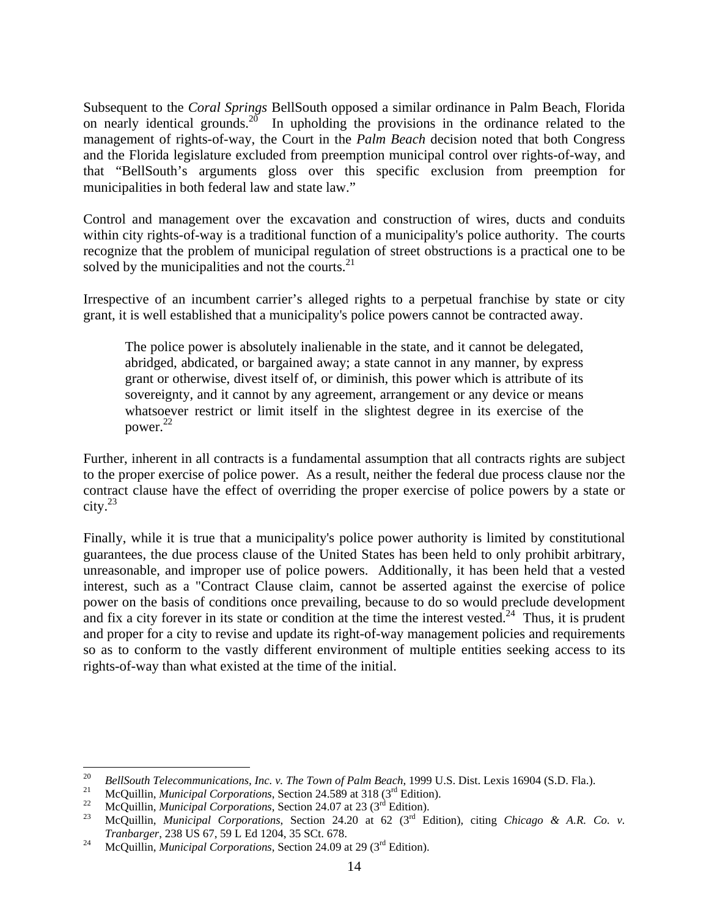Subsequent to the *Coral Springs* BellSouth opposed a similar ordinance in Palm Beach, Florida on nearly identical grounds.[20] In upholding the provisions in the ordinance related to the management of rights-of-way, the Court in the *Palm Beach* decision noted that both Congress and the Florida legislature excluded from preemption municipal control over rights-of-way, and that "BellSouth's arguments gloss over this specific exclusion from preemption for municipalities in both federal law and state law."

Control and management over the excavation and construction of wires, ducts and conduits within city rights-of-way is a traditional function of a municipality's police authority. The courts recognize that the problem of municipal regulation of street obstructions is a practical one to be solved by the municipalities and not the courts.[21]

Irrespective of an incumbent carrier's alleged rights to a perpetual franchise by state or city grant, it is well established that a municipality's police powers cannot be contracted away.

> The police power is absolutely inalienable in the state, and it cannot be delegated, abridged, abdicated, or bargained away; a state cannot in any manner, by express grant or otherwise, divest itself of, or diminish, this power which is attribute of its sovereignty, and it cannot by any agreement, arrangement or any device or means whatsoever restrict or limit itself in the slightest degree in its exercise of the power.[22]

Further, inherent in all contracts is a fundamental assumption that all contracts rights are subject to the proper exercise of police power. As a result, neither the federal due process clause nor the contract clause have the effect of overriding the proper exercise of police powers by a state or city.[23]

Finally, while it is true that a municipality's police power authority is limited by constitutional guarantees, the due process clause of the United States has been held to only prohibit arbitrary, unreasonable, and improper use of police powers. Additionally, it has been held that a vested interest, such as a "Contract Clause claim, cannot be asserted against the exercise of police power on the basis of conditions once prevailing, because to do so would preclude development and fix a city forever in its state or condition at the time the interest vested.[24] Thus, it is prudent and proper for a city to revise and update its right-of-way management policies and requirements so as to conform to the vastly different environment of multiple entities seeking access to its rights-of-way than what existed at the time of the initial.

---

[20] *BellSouth Telecommunications, Inc. v. The Town of Palm Beach*, 1999 U.S. Dist. Lexis 16904 (S.D. Fla.).

[21] McQuillin, *Municipal Corporations*, Section 24.589 at 318 (3rd Edition).

[22] McQuillin, *Municipal Corporations*, Section 24.07 at 23 (3rd Edition).

[23] McQuillin, *Municipal Corporations*, Section 24.20 at 62 (3rd Edition), citing *Chicago & A.R. Co. v. Tranbarger*, 238 US 67, 59 L Ed 1204, 35 SCt. 678.

[24] McQuillin, *Municipal Corporations*, Section 24.09 at 29 (3rd Edition).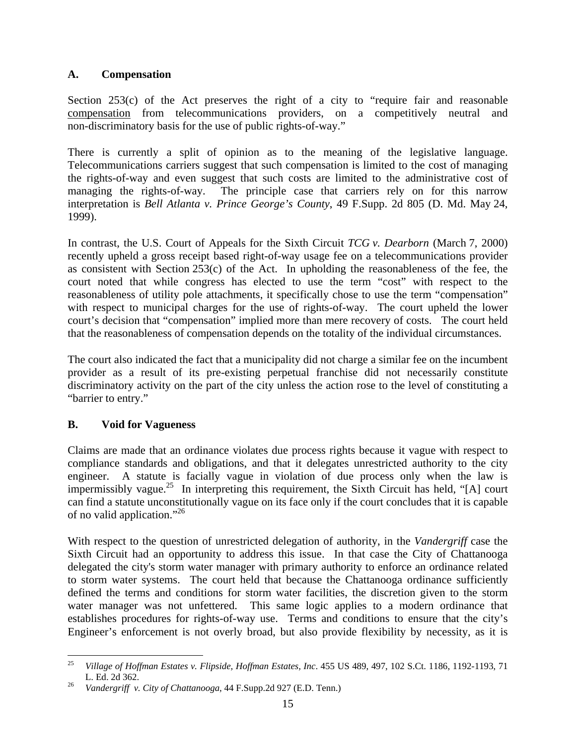## A. Compensation

Section 253(c) of the Act preserves the right of a city to "require fair and reasonable compensation from telecommunications providers, on a competitively neutral and non-discriminatory basis for the use of public rights-of-way."

There is currently a split of opinion as to the meaning of the legislative language. Telecommunications carriers suggest that such compensation is limited to the cost of managing the rights-of-way and even suggest that such costs are limited to the administrative cost of managing the rights-of-way. The principle case that carriers rely on for this narrow interpretation is *Bell Atlanta v. Prince George's County*, 49 F.Supp. 2d 805 (D. Md. May 24, 1999).

In contrast, the U.S. Court of Appeals for the Sixth Circuit *TCG v. Dearborn* (March 7, 2000) recently upheld a gross receipt based right-of-way usage fee on a telecommunications provider as consistent with Section 253(c) of the Act. In upholding the reasonableness of the fee, the court noted that while congress has elected to use the term "cost" with respect to the reasonableness of utility pole attachments, it specifically chose to use the term "compensation" with respect to municipal charges for the use of rights-of-way. The court upheld the lower court's decision that "compensation" implied more than mere recovery of costs. The court held that the reasonableness of compensation depends on the totality of the individual circumstances.

The court also indicated the fact that a municipality did not charge a similar fee on the incumbent provider as a result of its pre-existing perpetual franchise did not necessarily constitute discriminatory activity on the part of the city unless the action rose to the level of constituting a "barrier to entry."

## B. Void for Vagueness

Claims are made that an ordinance violates due process rights because it vague with respect to compliance standards and obligations, and that it delegates unrestricted authority to the city engineer. A statute is facially vague in violation of due process only when the law is impermissibly vague.[25] In interpreting this requirement, the Sixth Circuit has held, "[A] court can find a statute unconstitutionally vague on its face only if the court concludes that it is capable of no valid application."[26]

With respect to the question of unrestricted delegation of authority, in the *Vandergriff* case the Sixth Circuit had an opportunity to address this issue. In that case the City of Chattanooga delegated the city's storm water manager with primary authority to enforce an ordinance related to storm water systems. The court held that because the Chattanooga ordinance sufficiently defined the terms and conditions for storm water facilities, the discretion given to the storm water manager was not unfettered. This same logic applies to a modern ordinance that establishes procedures for rights-of-way use. Terms and conditions to ensure that the city's Engineer's enforcement is not overly broad, but also provide flexibility by necessity, as it is

---

[25] *Village of Hoffman Estates v. Flipside, Hoffman Estates, Inc*. 455 US 489, 497, 102 S.Ct. 1186, 1192-1193, 71 L. Ed. 2d 362.

[26] *Vandergriff v. City of Chattanooga*, 44 F.Supp.2d 927 (E.D. Tenn.)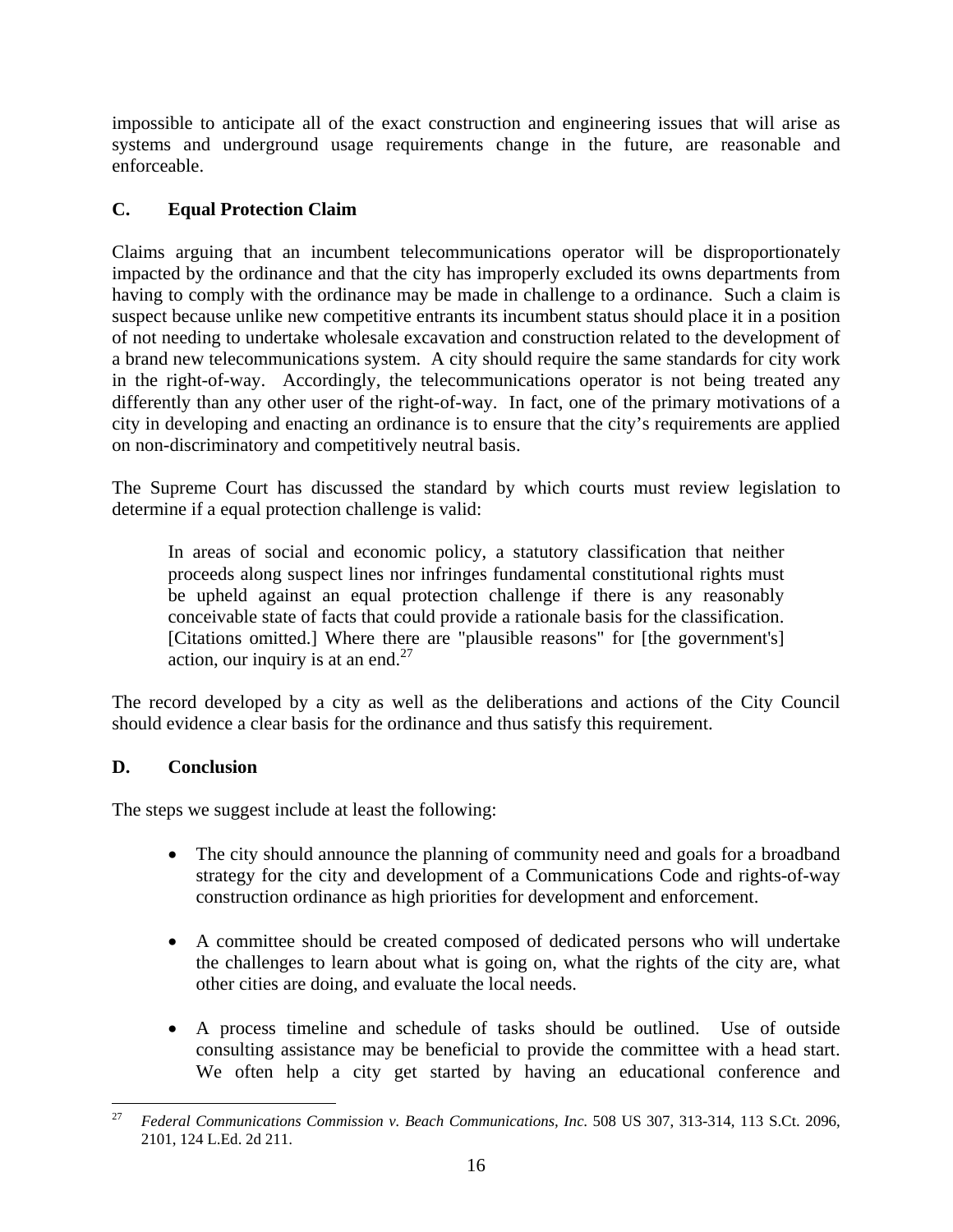impossible to anticipate all of the exact construction and engineering issues that will arise as systems and underground usage requirements change in the future, are reasonable and enforceable.

### C. Equal Protection Claim

Claims arguing that an incumbent telecommunications operator will be disproportionately impacted by the ordinance and that the city has improperly excluded its owns departments from having to comply with the ordinance may be made in challenge to a ordinance. Such a claim is suspect because unlike new competitive entrants its incumbent status should place it in a position of not needing to undertake wholesale excavation and construction related to the development of a brand new telecommunications system. A city should require the same standards for city work in the right-of-way. Accordingly, the telecommunications operator is not being treated any differently than any other user of the right-of-way. In fact, one of the primary motivations of a city in developing and enacting an ordinance is to ensure that the city's requirements are applied on non-discriminatory and competitively neutral basis.

The Supreme Court has discussed the standard by which courts must review legislation to determine if a equal protection challenge is valid:

> In areas of social and economic policy, a statutory classification that neither proceeds along suspect lines nor infringes fundamental constitutional rights must be upheld against an equal protection challenge if there is any reasonably conceivable state of facts that could provide a rationale basis for the classification. [Citations omitted.] Where there are "plausible reasons" for [the government's] action, our inquiry is at an end.[27]

The record developed by a city as well as the deliberations and actions of the City Council should evidence a clear basis for the ordinance and thus satisfy this requirement.

### D. Conclusion

The steps we suggest include at least the following:

- The city should announce the planning of community need and goals for a broadband strategy for the city and development of a Communications Code and rights-of-way construction ordinance as high priorities for development and enforcement.
- A committee should be created composed of dedicated persons who will undertake the challenges to learn about what is going on, what the rights of the city are, what other cities are doing, and evaluate the local needs.
- A process timeline and schedule of tasks should be outlined. Use of outside consulting assistance may be beneficial to provide the committee with a head start. We often help a city get started by having an educational conference and

---

[27] *Federal Communications Commission v. Beach Communications, Inc.* 508 US 307, 313-314, 113 S.Ct. 2096, 2101, 124 L.Ed. 2d 211.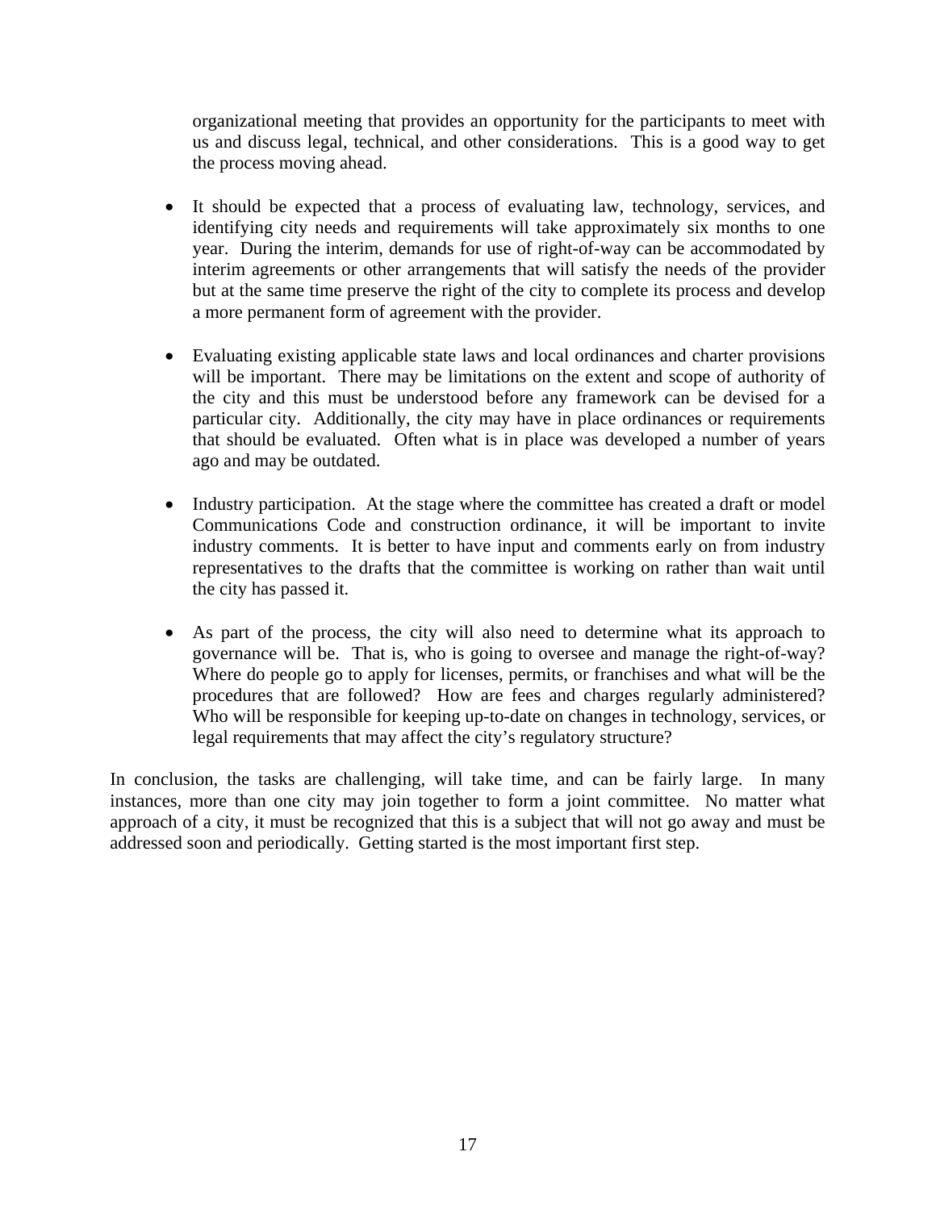organizational meeting that provides an opportunity for the participants to meet with us and discuss legal, technical, and other considerations. This is a good way to get the process moving ahead.

- It should be expected that a process of evaluating law, technology, services, and identifying city needs and requirements will take approximately six months to one year. During the interim, demands for use of right-of-way can be accommodated by interim agreements or other arrangements that will satisfy the needs of the provider but at the same time preserve the right of the city to complete its process and develop a more permanent form of agreement with the provider.

- Evaluating existing applicable state laws and local ordinances and charter provisions will be important. There may be limitations on the extent and scope of authority of the city and this must be understood before any framework can be devised for a particular city. Additionally, the city may have in place ordinances or requirements that should be evaluated. Often what is in place was developed a number of years ago and may be outdated.

- Industry participation. At the stage where the committee has created a draft or model Communications Code and construction ordinance, it will be important to invite industry comments. It is better to have input and comments early on from industry representatives to the drafts that the committee is working on rather than wait until the city has passed it.

- As part of the process, the city will also need to determine what its approach to governance will be. That is, who is going to oversee and manage the right-of-way? Where do people go to apply for licenses, permits, or franchises and what will be the procedures that are followed? How are fees and charges regularly administered? Who will be responsible for keeping up-to-date on changes in technology, services, or legal requirements that may affect the city's regulatory structure?

In conclusion, the tasks are challenging, will take time, and can be fairly large. In many instances, more than one city may join together to form a joint committee. No matter what approach of a city, it must be recognized that this is a subject that will not go away and must be addressed soon and periodically. Getting started is the most important first step.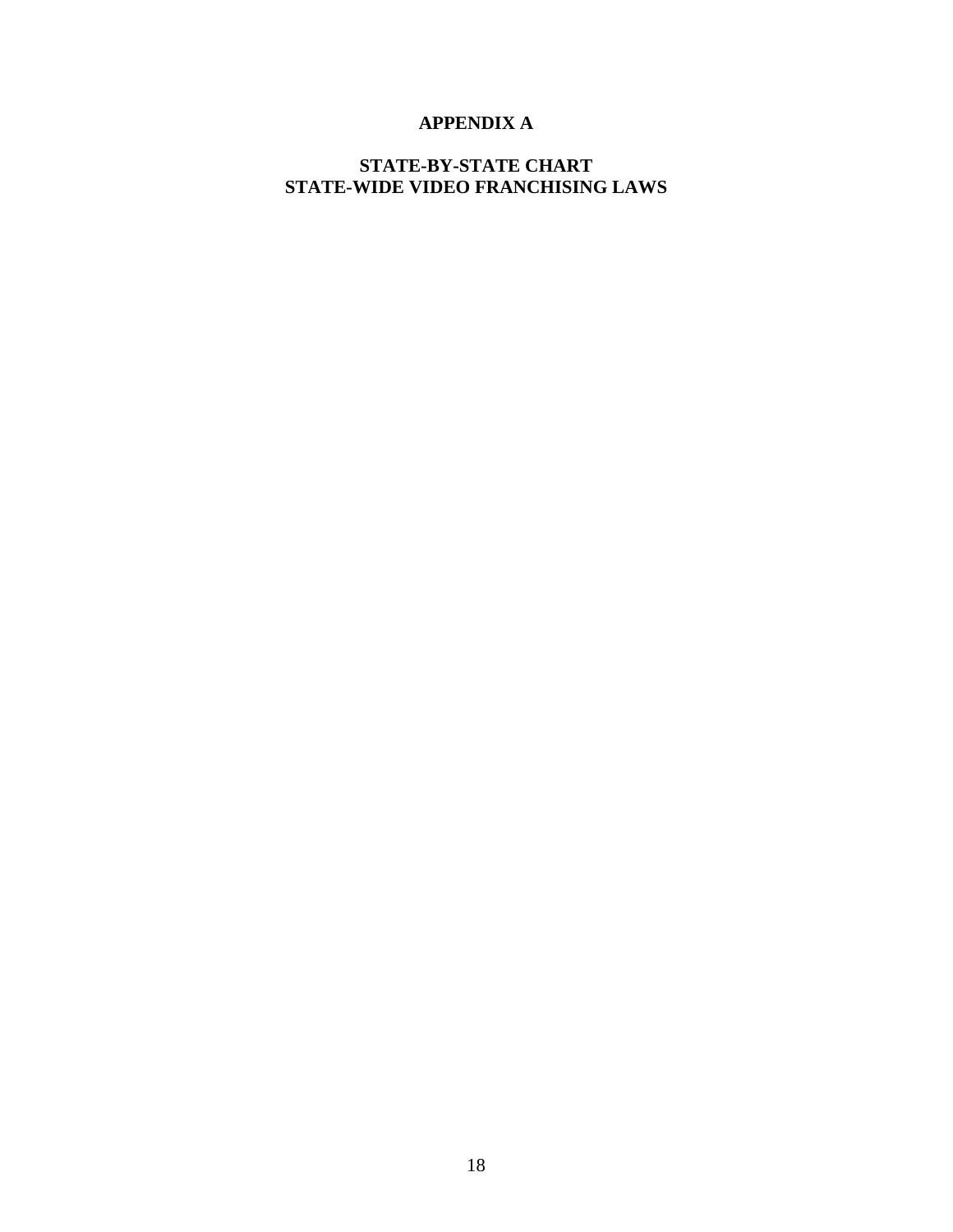# APPENDIX A

## STATE-BY-STATE CHART
## STATE-WIDE VIDEO FRANCHISING LAWS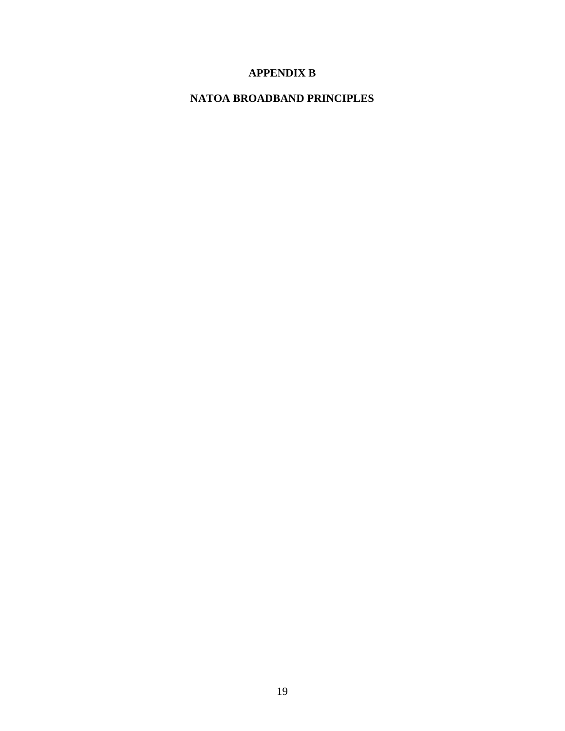# APPENDIX B

## NATOA BROADBAND PRINCIPLES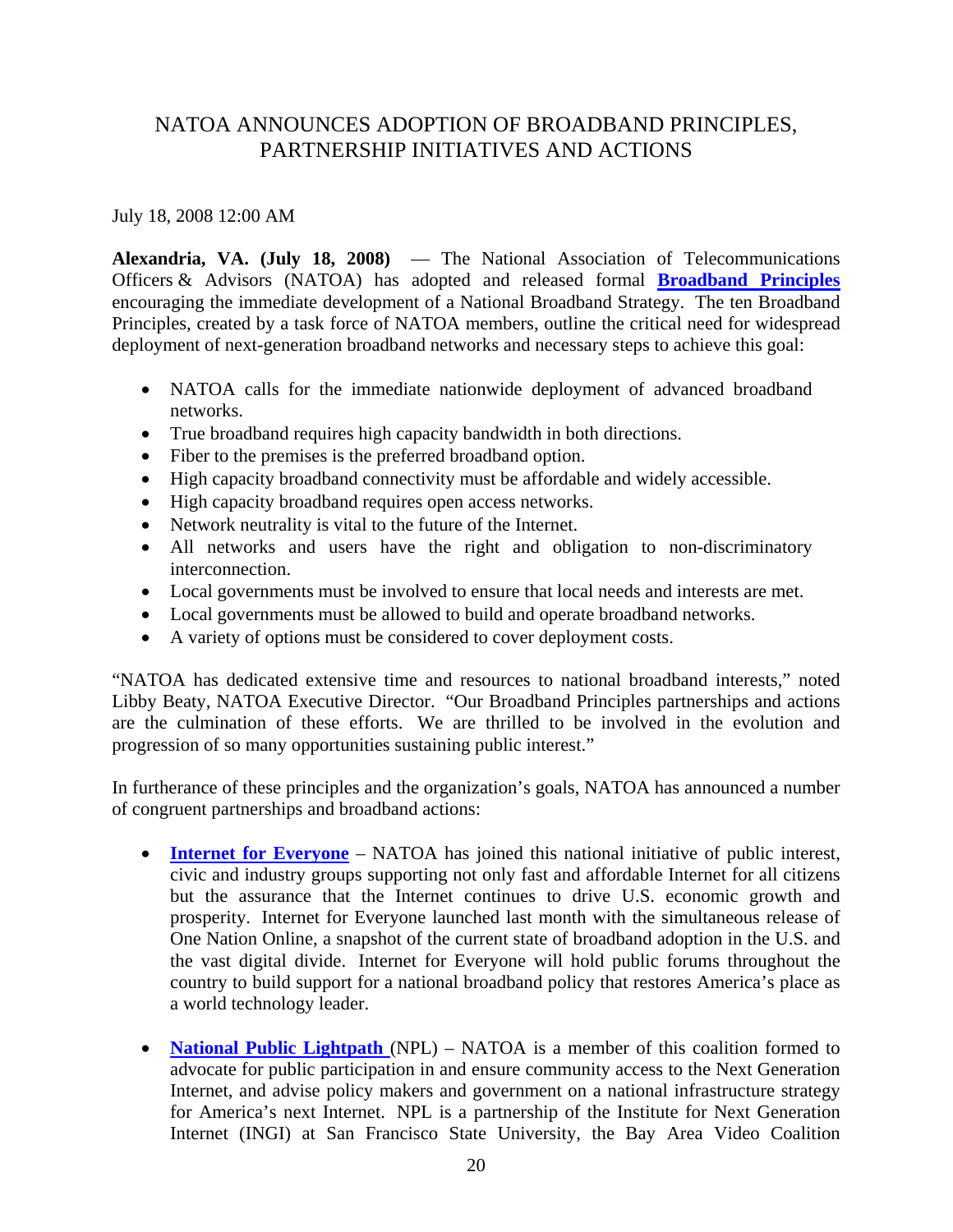## NATOA ANNOUNCES ADOPTION OF BROADBAND PRINCIPLES, PARTNERSHIP INITIATIVES AND ACTIONS

July 18, 2008 12:00 AM

**Alexandria, VA. (July 18, 2008)** — The National Association of Telecommunications Officers & Advisors (NATOA) has adopted and released formal **Broadband Principles** encouraging the immediate development of a National Broadband Strategy. The ten Broadband Principles, created by a task force of NATOA members, outline the critical need for widespread deployment of next-generation broadband networks and necessary steps to achieve this goal:

- NATOA calls for the immediate nationwide deployment of advanced broadband networks.
- True broadband requires high capacity bandwidth in both directions.
- Fiber to the premises is the preferred broadband option.
- High capacity broadband connectivity must be affordable and widely accessible.
- High capacity broadband requires open access networks.
- Network neutrality is vital to the future of the Internet.
- All networks and users have the right and obligation to non-discriminatory interconnection.
- Local governments must be involved to ensure that local needs and interests are met.
- Local governments must be allowed to build and operate broadband networks.
- A variety of options must be considered to cover deployment costs.

"NATOA has dedicated extensive time and resources to national broadband interests," noted Libby Beaty, NATOA Executive Director. "Our Broadband Principles partnerships and actions are the culmination of these efforts. We are thrilled to be involved in the evolution and progression of so many opportunities sustaining public interest."

In furtherance of these principles and the organization's goals, NATOA has announced a number of congruent partnerships and broadband actions:

- **Internet for Everyone** – NATOA has joined this national initiative of public interest, civic and industry groups supporting not only fast and affordable Internet for all citizens but the assurance that the Internet continues to drive U.S. economic growth and prosperity. Internet for Everyone launched last month with the simultaneous release of One Nation Online, a snapshot of the current state of broadband adoption in the U.S. and the vast digital divide. Internet for Everyone will hold public forums throughout the country to build support for a national broadband policy that restores America's place as a world technology leader.

- **National Public Lightpath** (NPL) – NATOA is a member of this coalition formed to advocate for public participation in and ensure community access to the Next Generation Internet, and advise policy makers and government on a national infrastructure strategy for America's next Internet. NPL is a partnership of the Institute for Next Generation Internet (INGI) at San Francisco State University, the Bay Area Video Coalition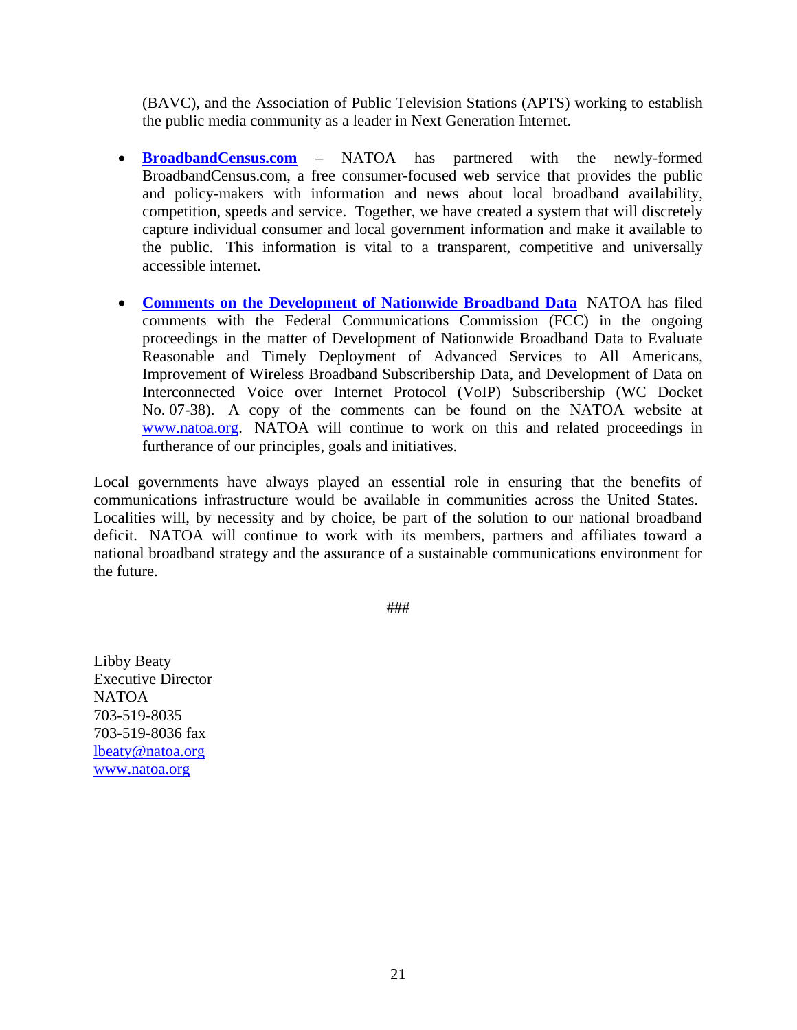(BAVC), and the Association of Public Television Stations (APTS) working to establish the public media community as a leader in Next Generation Internet.

- **BroadbandCensus.com** – NATOA has partnered with the newly-formed BroadbandCensus.com, a free consumer-focused web service that provides the public and policy-makers with information and news about local broadband availability, competition, speeds and service. Together, we have created a system that will discretely capture individual consumer and local government information and make it available to the public. This information is vital to a transparent, competitive and universally accessible internet.

- **Comments on the Development of Nationwide Broadband Data** NATOA has filed comments with the Federal Communications Commission (FCC) in the ongoing proceedings in the matter of Development of Nationwide Broadband Data to Evaluate Reasonable and Timely Deployment of Advanced Services to All Americans, Improvement of Wireless Broadband Subscribership Data, and Development of Data on Interconnected Voice over Internet Protocol (VoIP) Subscribership (WC Docket No. 07-38). A copy of the comments can be found on the NATOA website at www.natoa.org. NATOA will continue to work on this and related proceedings in furtherance of our principles, goals and initiatives.

Local governments have always played an essential role in ensuring that the benefits of communications infrastructure would be available in communities across the United States. Localities will, by necessity and by choice, be part of the solution to our national broadband deficit. NATOA will continue to work with its members, partners and affiliates toward a national broadband strategy and the assurance of a sustainable communications environment for the future.

###

Libby Beaty
Executive Director
NATOA
703-519-8035
703-519-8036 fax
lbeaty@natoa.org
www.natoa.org